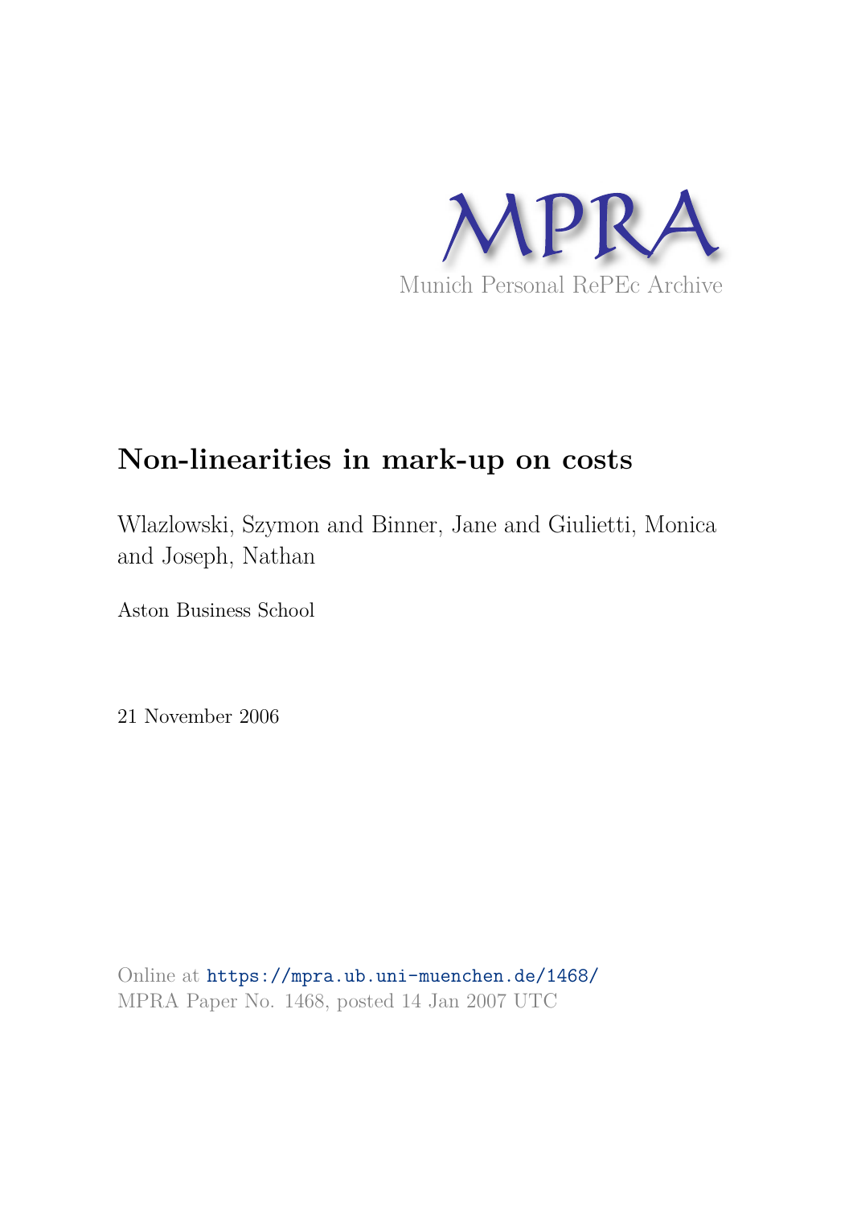MPRA

Munich Personal RePEc Archive

# Non-linearities in mark-up on costs

Wlazlowski, Szymon and Binner, Jane and Giulietti, Monica and Joseph, Nathan

Aston Business School

21 November 2006

Online at https://mpra.ub.uni-muenchen.de/1468/
MPRA Paper No. 1468, posted 14 Jan 2007 UTC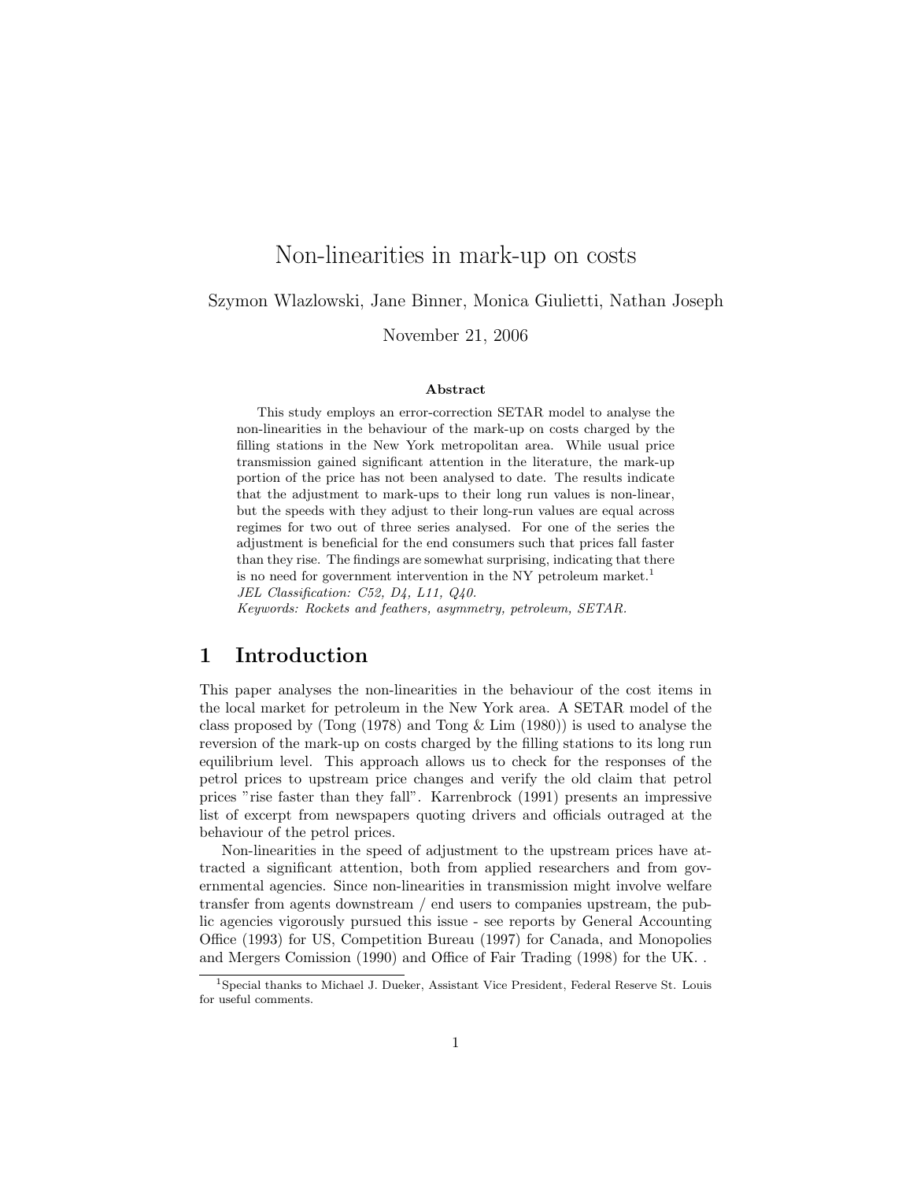# Non-linearities in mark-up on costs

Szymon Wlazlowski, Jane Binner, Monica Giulietti, Nathan Joseph

November 21, 2006

**Abstract**

This study employs an error-correction SETAR model to analyse the non-linearities in the behaviour of the mark-up on costs charged by the filling stations in the New York metropolitan area. While usual price transmission gained significant attention in the literature, the mark-up portion of the price has not been analysed to date. The results indicate that the adjustment to mark-ups to their long run values is non-linear, but the speeds with they adjust to their long-run values are equal across regimes for two out of three series analysed. For one of the series the adjustment is beneficial for the end consumers such that prices fall faster than they rise. The findings are somewhat surprising, indicating that there is no need for government intervention in the NY petroleum market.[1]

*JEL Classification: C52, D4, L11, Q40.*

*Keywords: Rockets and feathers, asymmetry, petroleum, SETAR.*

## 1 Introduction

This paper analyses the non-linearities in the behaviour of the cost items in the local market for petroleum in the New York area. A SETAR model of the class proposed by (Tong (1978) and Tong & Lim (1980)) is used to analyse the reversion of the mark-up on costs charged by the filling stations to its long run equilibrium level. This approach allows us to check for the responses of the petrol prices to upstream price changes and verify the old claim that petrol prices "rise faster than they fall". Karrenbrock (1991) presents an impressive list of excerpt from newspapers quoting drivers and officials outraged at the behaviour of the petrol prices.

Non-linearities in the speed of adjustment to the upstream prices have attracted a significant attention, both from applied researchers and from governmental agencies. Since non-linearities in transmission might involve welfare transfer from agents downstream / end users to companies upstream, the public agencies vigorously pursued this issue - see reports by General Accounting Office (1993) for US, Competition Bureau (1997) for Canada, and Monopolies and Mergers Comission (1990) and Office of Fair Trading (1998) for the UK. .

[1] Special thanks to Michael J. Dueker, Assistant Vice President, Federal Reserve St. Louis for useful comments.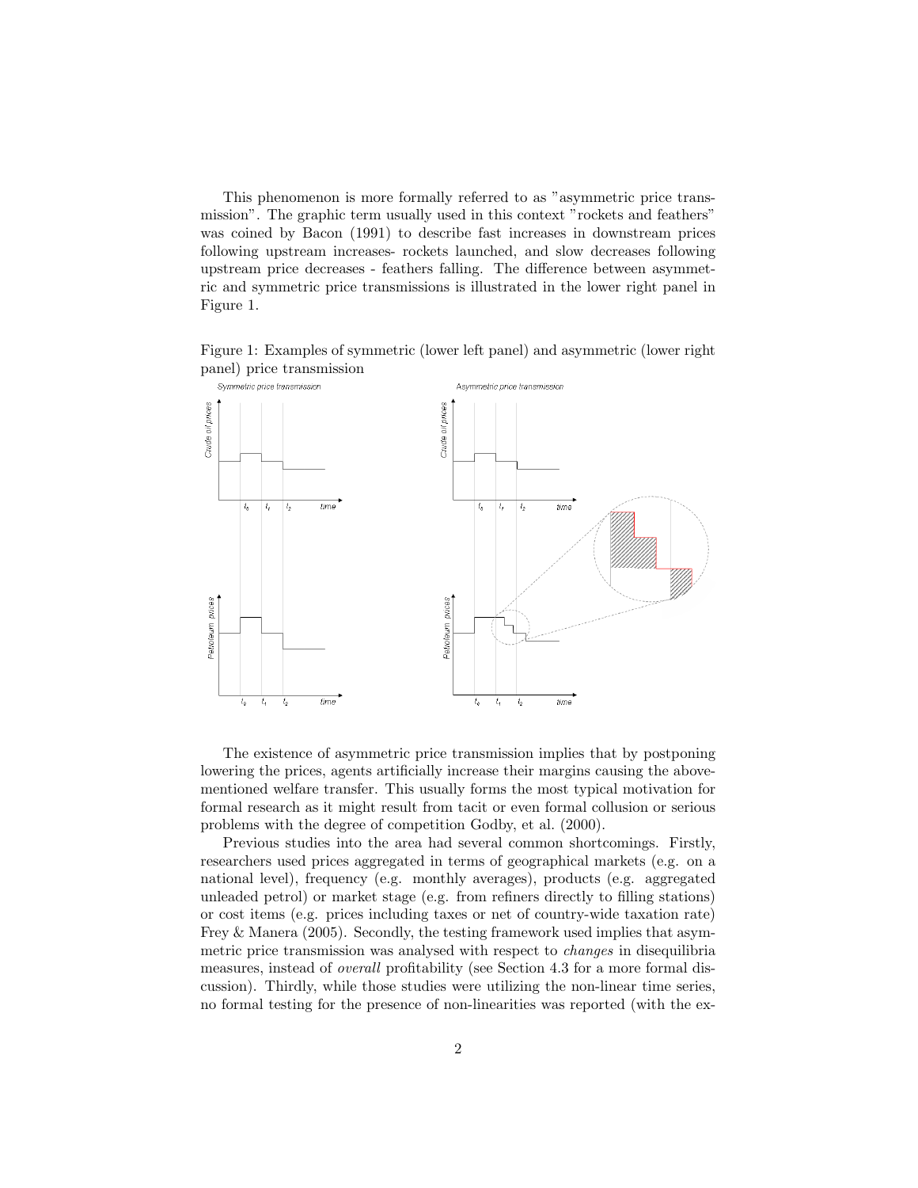This phenomenon is more formally referred to as "asymmetric price transmission". The graphic term usually used in this context "rockets and feathers" was coined by Bacon (1991) to describe fast increases in downstream prices following upstream increases- rockets launched, and slow decreases following upstream price decreases - feathers falling. The difference between asymmetric and symmetric price transmissions is illustrated in the lower right panel in Figure 1.

Figure 1: Examples of symmetric (lower left panel) and asymmetric (lower right panel) price transmission

The existence of asymmetric price transmission implies that by postponing lowering the prices, agents artificially increase their margins causing the above-mentioned welfare transfer. This usually forms the most typical motivation for formal research as it might result from tacit or even formal collusion or serious problems with the degree of competition Godby, et al. (2000).

Previous studies into the area had several common shortcomings. Firstly, researchers used prices aggregated in terms of geographical markets (e.g. on a national level), frequency (e.g. monthly averages), products (e.g. aggregated unleaded petrol) or market stage (e.g. from refiners directly to filling stations) or cost items (e.g. prices including taxes or net of country-wide taxation rate) Frey & Manera (2005). Secondly, the testing framework used implies that asymmetric price transmission was analysed with respect to *changes* in disequilibria measures, instead of *overall* profitability (see Section 4.3 for a more formal discussion). Thirdly, while those studies were utilizing the non-linear time series, no formal testing for the presence of non-linearities was reported (with the ex-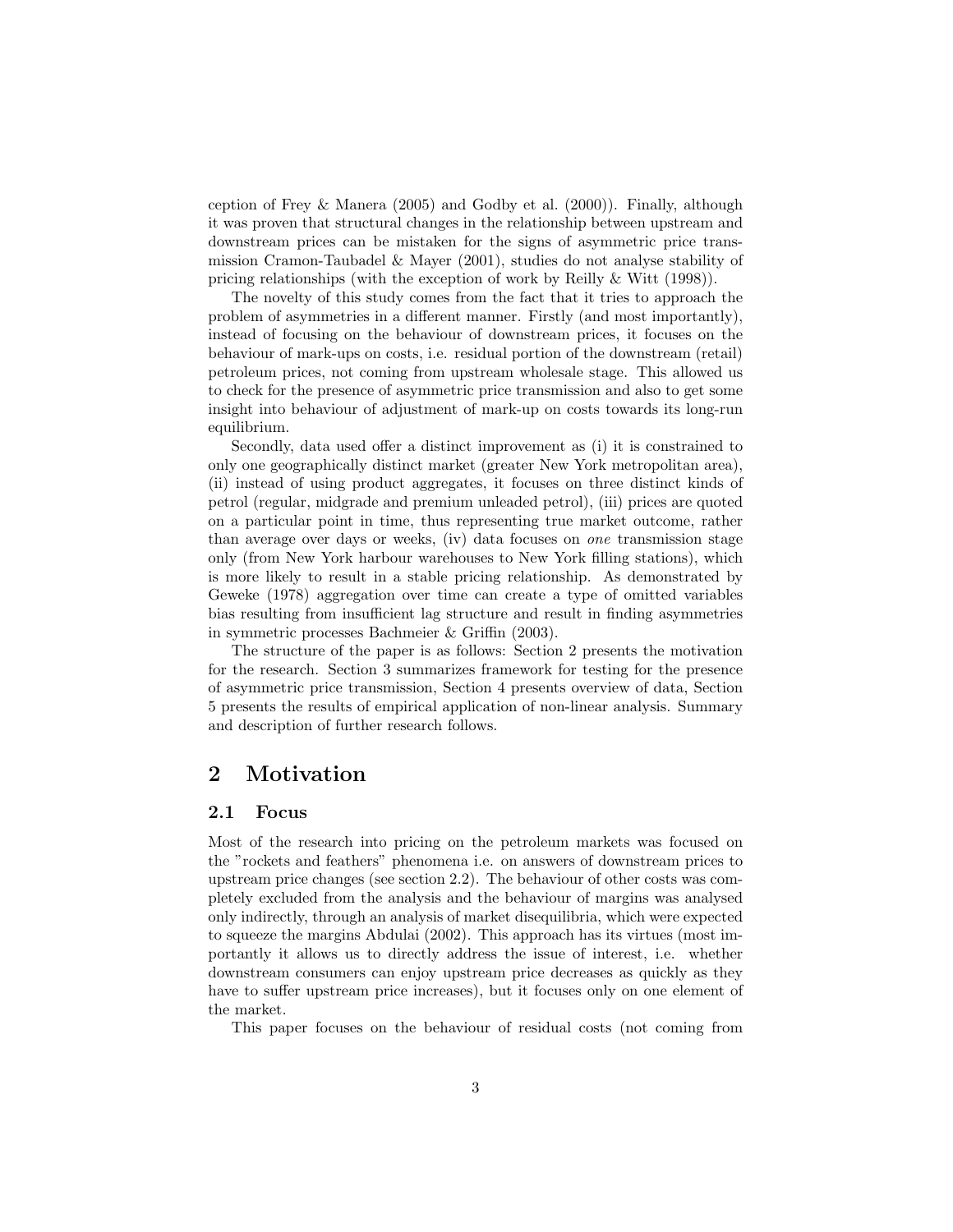ception of Frey & Manera (2005) and Godby et al. (2000)). Finally, although it was proven that structural changes in the relationship between upstream and downstream prices can be mistaken for the signs of asymmetric price transmission Cramon-Taubadel & Mayer (2001), studies do not analyse stability of pricing relationships (with the exception of work by Reilly & Witt (1998)).

The novelty of this study comes from the fact that it tries to approach the problem of asymmetries in a different manner. Firstly (and most importantly), instead of focusing on the behaviour of downstream prices, it focuses on the behaviour of mark-ups on costs, i.e. residual portion of the downstream (retail) petroleum prices, not coming from upstream wholesale stage. This allowed us to check for the presence of asymmetric price transmission and also to get some insight into behaviour of adjustment of mark-up on costs towards its long-run equilibrium.

Secondly, data used offer a distinct improvement as (i) it is constrained to only one geographically distinct market (greater New York metropolitan area), (ii) instead of using product aggregates, it focuses on three distinct kinds of petrol (regular, midgrade and premium unleaded petrol), (iii) prices are quoted on a particular point in time, thus representing true market outcome, rather than average over days or weeks, (iv) data focuses on *one* transmission stage only (from New York harbour warehouses to New York filling stations), which is more likely to result in a stable pricing relationship. As demonstrated by Geweke (1978) aggregation over time can create a type of omitted variables bias resulting from insufficient lag structure and result in finding asymmetries in symmetric processes Bachmeier & Griffin (2003).

The structure of the paper is as follows: Section 2 presents the motivation for the research. Section 3 summarizes framework for testing for the presence of asymmetric price transmission, Section 4 presents overview of data, Section 5 presents the results of empirical application of non-linear analysis. Summary and description of further research follows.

## 2 Motivation

### 2.1 Focus

Most of the research into pricing on the petroleum markets was focused on the "rockets and feathers" phenomena i.e. on answers of downstream prices to upstream price changes (see section 2.2). The behaviour of other costs was completely excluded from the analysis and the behaviour of margins was analysed only indirectly, through an analysis of market disequilibria, which were expected to squeeze the margins Abdulai (2002). This approach has its virtues (most importantly it allows us to directly address the issue of interest, i.e. whether downstream consumers can enjoy upstream price decreases as quickly as they have to suffer upstream price increases), but it focuses only on one element of the market.

This paper focuses on the behaviour of residual costs (not coming from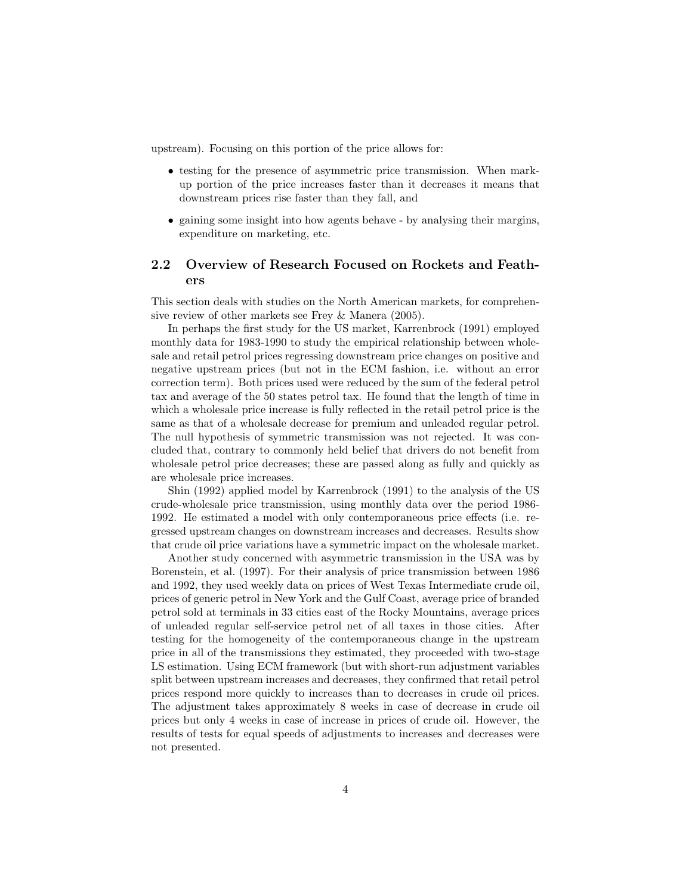upstream). Focusing on this portion of the price allows for:

- testing for the presence of asymmetric price transmission. When mark-up portion of the price increases faster than it decreases it means that downstream prices rise faster than they fall, and
- gaining some insight into how agents behave - by analysing their margins, expenditure on marketing, etc.

## 2.2 Overview of Research Focused on Rockets and Feathers

This section deals with studies on the North American markets, for comprehensive review of other markets see Frey & Manera (2005).

In perhaps the first study for the US market, Karrenbrock (1991) employed monthly data for 1983-1990 to study the empirical relationship between wholesale and retail petrol prices regressing downstream price changes on positive and negative upstream prices (but not in the ECM fashion, i.e. without an error correction term). Both prices used were reduced by the sum of the federal petrol tax and average of the 50 states petrol tax. He found that the length of time in which a wholesale price increase is fully reflected in the retail petrol price is the same as that of a wholesale decrease for premium and unleaded regular petrol. The null hypothesis of symmetric transmission was not rejected. It was concluded that, contrary to commonly held belief that drivers do not benefit from wholesale petrol price decreases; these are passed along as fully and quickly as are wholesale price increases.

Shin (1992) applied model by Karrenbrock (1991) to the analysis of the US crude-wholesale price transmission, using monthly data over the period 1986-1992. He estimated a model with only contemporaneous price effects (i.e. regressed upstream changes on downstream increases and decreases. Results show that crude oil price variations have a symmetric impact on the wholesale market.

Another study concerned with asymmetric transmission in the USA was by Borenstein, et al. (1997). For their analysis of price transmission between 1986 and 1992, they used weekly data on prices of West Texas Intermediate crude oil, prices of generic petrol in New York and the Gulf Coast, average price of branded petrol sold at terminals in 33 cities east of the Rocky Mountains, average prices of unleaded regular self-service petrol net of all taxes in those cities. After testing for the homogeneity of the contemporaneous change in the upstream price in all of the transmissions they estimated, they proceeded with two-stage LS estimation. Using ECM framework (but with short-run adjustment variables split between upstream increases and decreases, they confirmed that retail petrol prices respond more quickly to increases than to decreases in crude oil prices. The adjustment takes approximately 8 weeks in case of decrease in crude oil prices but only 4 weeks in case of increase in prices of crude oil. However, the results of tests for equal speeds of adjustments to increases and decreases were not presented.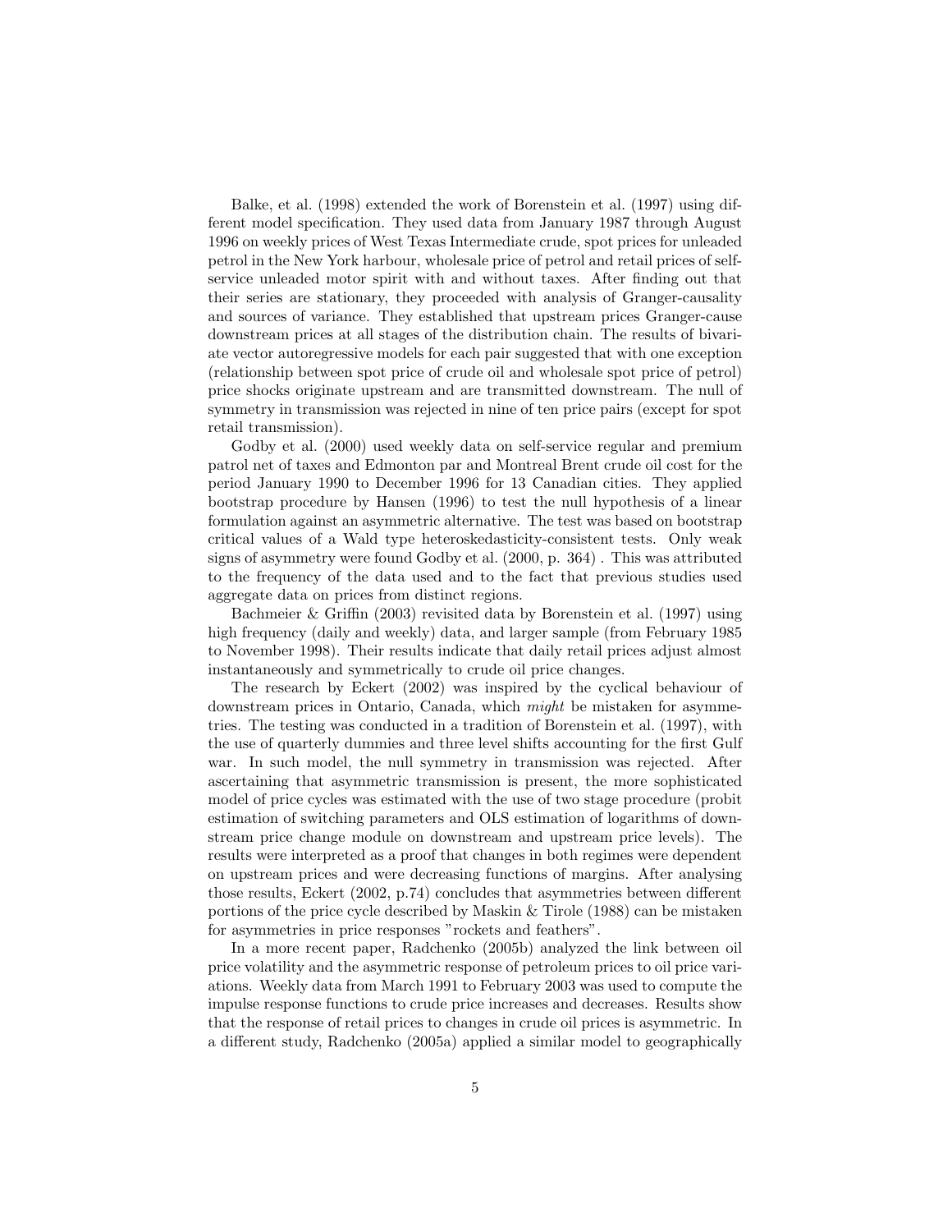Balke, et al. (1998) extended the work of Borenstein et al. (1997) using different model specification. They used data from January 1987 through August 1996 on weekly prices of West Texas Intermediate crude, spot prices for unleaded petrol in the New York harbour, wholesale price of petrol and retail prices of self-service unleaded motor spirit with and without taxes. After finding out that their series are stationary, they proceeded with analysis of Granger-causality and sources of variance. They established that upstream prices Granger-cause downstream prices at all stages of the distribution chain. The results of bivariate vector autoregressive models for each pair suggested that with one exception (relationship between spot price of crude oil and wholesale spot price of petrol) price shocks originate upstream and are transmitted downstream. The null of symmetry in transmission was rejected in nine of ten price pairs (except for spot retail transmission).

Godby et al. (2000) used weekly data on self-service regular and premium patrol net of taxes and Edmonton par and Montreal Brent crude oil cost for the period January 1990 to December 1996 for 13 Canadian cities. They applied bootstrap procedure by Hansen (1996) to test the null hypothesis of a linear formulation against an asymmetric alternative. The test was based on bootstrap critical values of a Wald type heteroskedasticity-consistent tests. Only weak signs of asymmetry were found Godby et al. (2000, p. 364) . This was attributed to the frequency of the data used and to the fact that previous studies used aggregate data on prices from distinct regions.

Bachmeier & Griffin (2003) revisited data by Borenstein et al. (1997) using high frequency (daily and weekly) data, and larger sample (from February 1985 to November 1998). Their results indicate that daily retail prices adjust almost instantaneously and symmetrically to crude oil price changes.

The research by Eckert (2002) was inspired by the cyclical behaviour of downstream prices in Ontario, Canada, which *might* be mistaken for asymmetries. The testing was conducted in a tradition of Borenstein et al. (1997), with the use of quarterly dummies and three level shifts accounting for the first Gulf war. In such model, the null symmetry in transmission was rejected. After ascertaining that asymmetric transmission is present, the more sophisticated model of price cycles was estimated with the use of two stage procedure (probit estimation of switching parameters and OLS estimation of logarithms of downstream price change module on downstream and upstream price levels). The results were interpreted as a proof that changes in both regimes were dependent on upstream prices and were decreasing functions of margins. After analysing those results, Eckert (2002, p.74) concludes that asymmetries between different portions of the price cycle described by Maskin & Tirole (1988) can be mistaken for asymmetries in price responses "rockets and feathers".

In a more recent paper, Radchenko (2005b) analyzed the link between oil price volatility and the asymmetric response of petroleum prices to oil price variations. Weekly data from March 1991 to February 2003 was used to compute the impulse response functions to crude price increases and decreases. Results show that the response of retail prices to changes in crude oil prices is asymmetric. In a different study, Radchenko (2005a) applied a similar model to geographically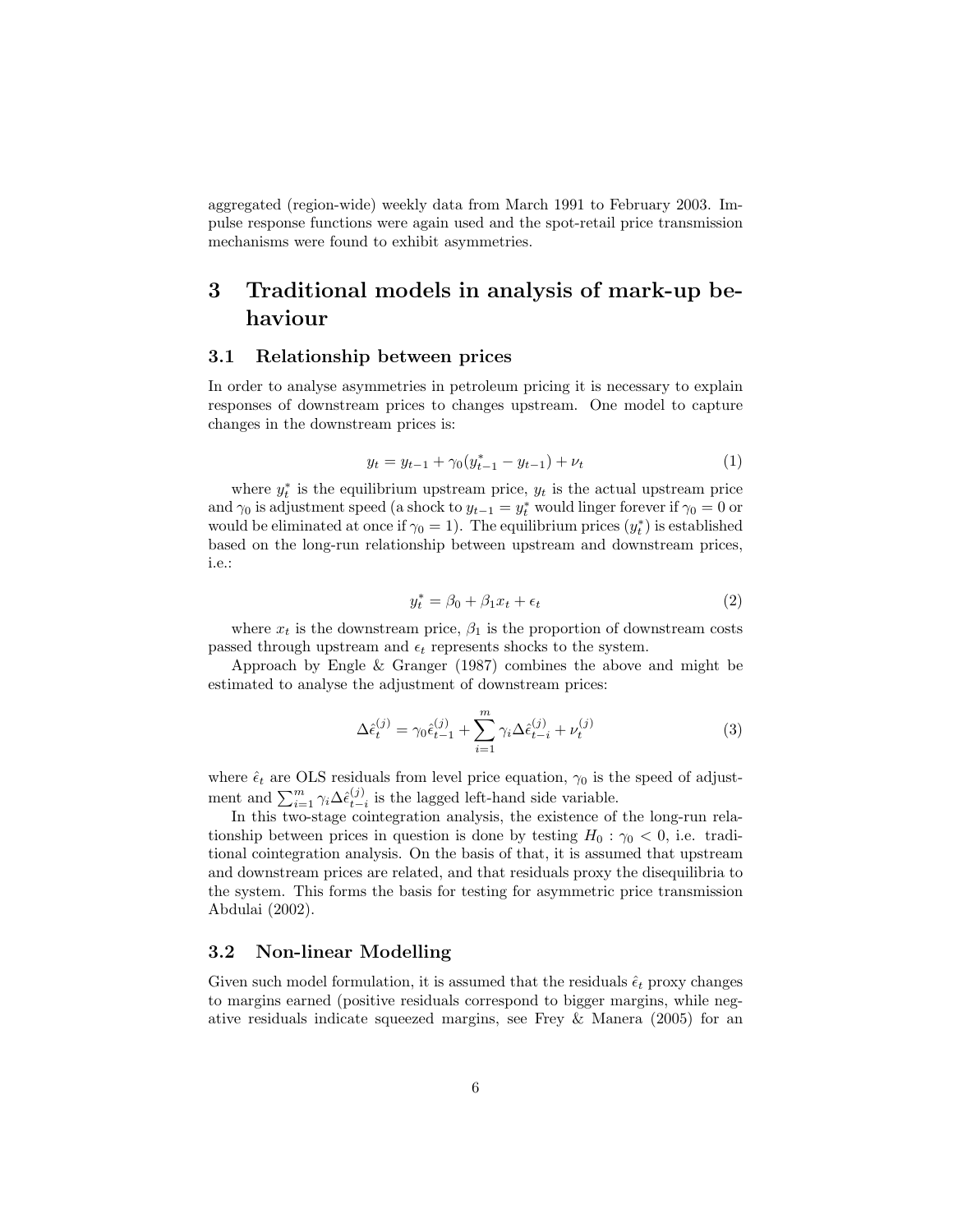aggregated (region-wide) weekly data from March 1991 to February 2003. Impulse response functions were again used and the spot-retail price transmission mechanisms were found to exhibit asymmetries.

# 3 Traditional models in analysis of mark-up behaviour

## 3.1 Relationship between prices

In order to analyse asymmetries in petroleum pricing it is necessary to explain responses of downstream prices to changes upstream. One model to capture changes in the downstream prices is:

$$y_t = y_{t-1} + \gamma_0(y^*_{t-1} - y_{t-1}) + \nu_t \tag{1}$$

where $y^*_t$ is the equilibrium upstream price, $y_t$ is the actual upstream price and $\gamma_0$ is adjustment speed (a shock to $y_{t-1} = y^*_t$ would linger forever if $\gamma_0 = 0$ or would be eliminated at once if $\gamma_0 = 1$). The equilibrium prices ($y^*_t$) is established based on the long-run relationship between upstream and downstream prices, i.e.:

$$y^*_t = \beta_0 + \beta_1 x_t + \epsilon_t \tag{2}$$

where $x_t$ is the downstream price, $\beta_1$ is the proportion of downstream costs passed through upstream and $\epsilon_t$ represents shocks to the system.

Approach by Engle & Granger (1987) combines the above and might be estimated to analyse the adjustment of downstream prices:

$$\Delta\hat{\epsilon}^{(j)}_t = \gamma_0\hat{\epsilon}^{(j)}_{t-1} + \sum_{i=1}^{m}\gamma_i\Delta\hat{\epsilon}^{(j)}_{t-i} + \nu^{(j)}_t \tag{3}$$

where $\hat{\epsilon}_t$ are OLS residuals from level price equation, $\gamma_0$ is the speed of adjustment and $\sum_{i=1}^{m}\gamma_i\Delta\hat{\epsilon}^{(j)}_{t-i}$ is the lagged left-hand side variable.

In this two-stage cointegration analysis, the existence of the long-run relationship between prices in question is done by testing $H_0 : \gamma_0 < 0$, i.e. traditional cointegration analysis. On the basis of that, it is assumed that upstream and downstream prices are related, and that residuals proxy the disequilibria to the system. This forms the basis for testing for asymmetric price transmission Abdulai (2002).

## 3.2 Non-linear Modelling

Given such model formulation, it is assumed that the residuals $\hat{\epsilon}_t$ proxy changes to margins earned (positive residuals correspond to bigger margins, while negative residuals indicate squeezed margins, see Frey & Manera (2005) for an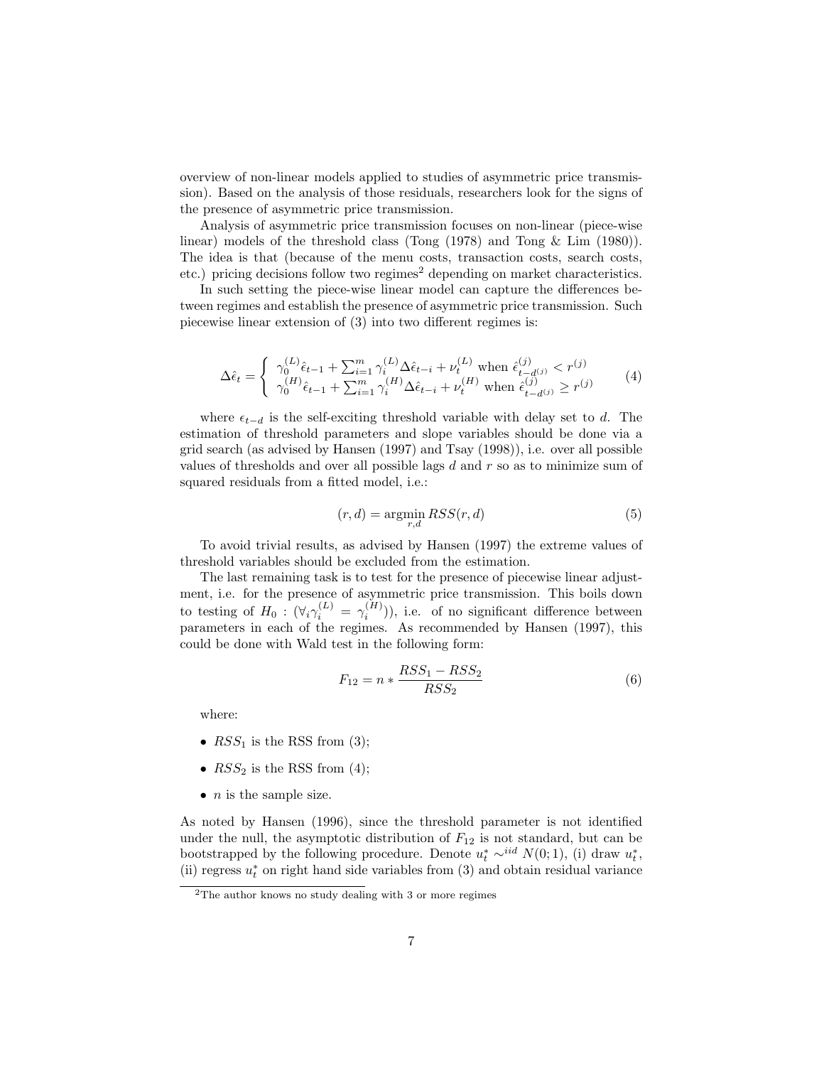overview of non-linear models applied to studies of asymmetric price transmission). Based on the analysis of those residuals, researchers look for the signs of the presence of asymmetric price transmission.

Analysis of asymmetric price transmission focuses on non-linear (piece-wise linear) models of the threshold class (Tong (1978) and Tong & Lim (1980)). The idea is that (because of the menu costs, transaction costs, search costs, etc.) pricing decisions follow two regimes[2] depending on market characteristics.

In such setting the piece-wise linear model can capture the differences between regimes and establish the presence of asymmetric price transmission. Such piecewise linear extension of (3) into two different regimes is:

$$\Delta\hat{\epsilon}_t = \begin{cases} \gamma_0^{(L)}\hat{\epsilon}_{t-1} + \sum_{i=1}^{m}\gamma_i^{(L)}\Delta\hat{\epsilon}_{t-i} + \nu_t^{(L)} \text{ when } \hat{\epsilon}_{t-d^{(j)}}^{(j)} < r^{(j)} \\ \gamma_0^{(H)}\hat{\epsilon}_{t-1} + \sum_{i=1}^{m}\gamma_i^{(H)}\Delta\hat{\epsilon}_{t-i} + \nu_t^{(H)} \text{ when } \hat{\epsilon}_{t-d^{(j)}}^{(j)} \geq r^{(j)} \end{cases} \tag{4}$$

where $\epsilon_{t-d}$ is the self-exciting threshold variable with delay set to $d$. The estimation of threshold parameters and slope variables should be done via a grid search (as advised by Hansen (1997) and Tsay (1998)), i.e. over all possible values of thresholds and over all possible lags $d$ and $r$ so as to minimize sum of squared residuals from a fitted model, i.e.:

$$(r, d) = \underset{r,d}{\operatorname{argmin}}\, RSS(r, d) \tag{5}$$

To avoid trivial results, as advised by Hansen (1997) the extreme values of threshold variables should be excluded from the estimation.

The last remaining task is to test for the presence of piecewise linear adjustment, i.e. for the presence of asymmetric price transmission. This boils down to testing of $H_0 : (\forall_i \gamma_i^{(L)} = \gamma_i^{(H)})$), i.e. of no significant difference between parameters in each of the regimes. As recommended by Hansen (1997), this could be done with Wald test in the following form:

$$F_{12} = n * \frac{RSS_1 - RSS_2}{RSS_2} \tag{6}$$

where:

- $RSS_1$ is the RSS from (3);
- $RSS_2$ is the RSS from (4);
- $n$ is the sample size.

As noted by Hansen (1996), since the threshold parameter is not identified under the null, the asymptotic distribution of $F_{12}$ is not standard, but can be bootstrapped by the following procedure. Denote $u_t^* \sim^{iid} N(0;1)$, (i) draw $u_t^*$, (ii) regress $u_t^*$ on right hand side variables from (3) and obtain residual variance

[2] The author knows no study dealing with 3 or more regimes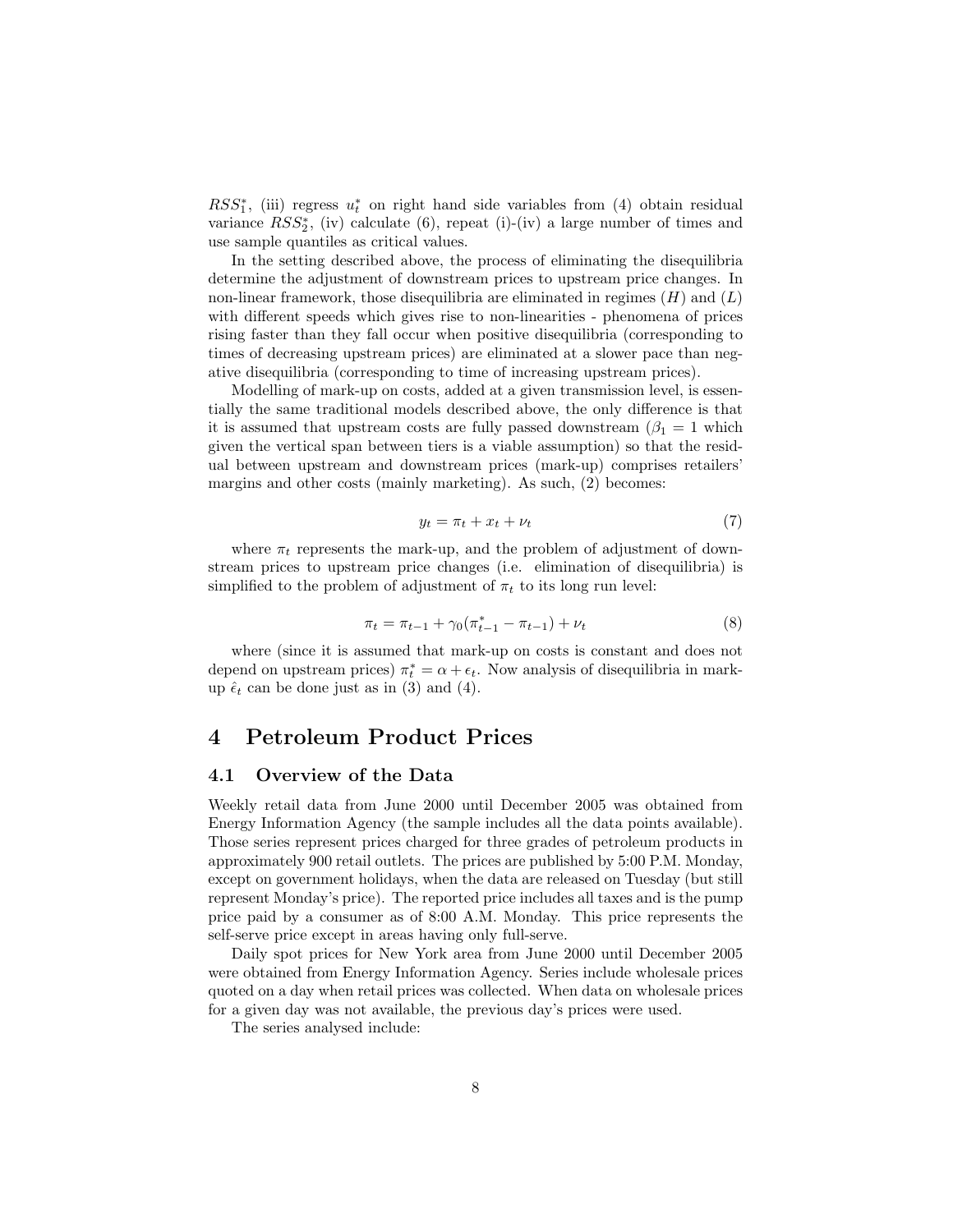$RSS_1^*$, (iii) regress $u_t^*$ on right hand side variables from (4) obtain residual variance $RSS_2^*$, (iv) calculate (6), repeat (i)-(iv) a large number of times and use sample quantiles as critical values.

In the setting described above, the process of eliminating the disequilibria determine the adjustment of downstream prices to upstream price changes. In non-linear framework, those disequilibria are eliminated in regimes ($H$) and ($L$) with different speeds which gives rise to non-linearities - phenomena of prices rising faster than they fall occur when positive disequilibria (corresponding to times of decreasing upstream prices) are eliminated at a slower pace than negative disequilibria (corresponding to time of increasing upstream prices).

Modelling of mark-up on costs, added at a given transmission level, is essentially the same traditional models described above, the only difference is that it is assumed that upstream costs are fully passed downstream ($\beta_1 = 1$ which given the vertical span between tiers is a viable assumption) so that the residual between upstream and downstream prices (mark-up) comprises retailers' margins and other costs (mainly marketing). As such, (2) becomes:

$$y_t = \pi_t + x_t + \nu_t \tag{7}$$

where $\pi_t$ represents the mark-up, and the problem of adjustment of downstream prices to upstream price changes (i.e. elimination of disequilibria) is simplified to the problem of adjustment of $\pi_t$ to its long run level:

$$\pi_t = \pi_{t-1} + \gamma_0(\pi_{t-1}^* - \pi_{t-1}) + \nu_t \tag{8}$$

where (since it is assumed that mark-up on costs is constant and does not depend on upstream prices) $\pi_t^* = \alpha + \epsilon_t$. Now analysis of disequilibria in mark-up $\hat{\epsilon}_t$ can be done just as in (3) and (4).

# 4 Petroleum Product Prices

## 4.1 Overview of the Data

Weekly retail data from June 2000 until December 2005 was obtained from Energy Information Agency (the sample includes all the data points available). Those series represent prices charged for three grades of petroleum products in approximately 900 retail outlets. The prices are published by 5:00 P.M. Monday, except on government holidays, when the data are released on Tuesday (but still represent Monday's price). The reported price includes all taxes and is the pump price paid by a consumer as of 8:00 A.M. Monday. This price represents the self-serve price except in areas having only full-serve.

Daily spot prices for New York area from June 2000 until December 2005 were obtained from Energy Information Agency. Series include wholesale prices quoted on a day when retail prices was collected. When data on wholesale prices for a given day was not available, the previous day's prices were used.

The series analysed include: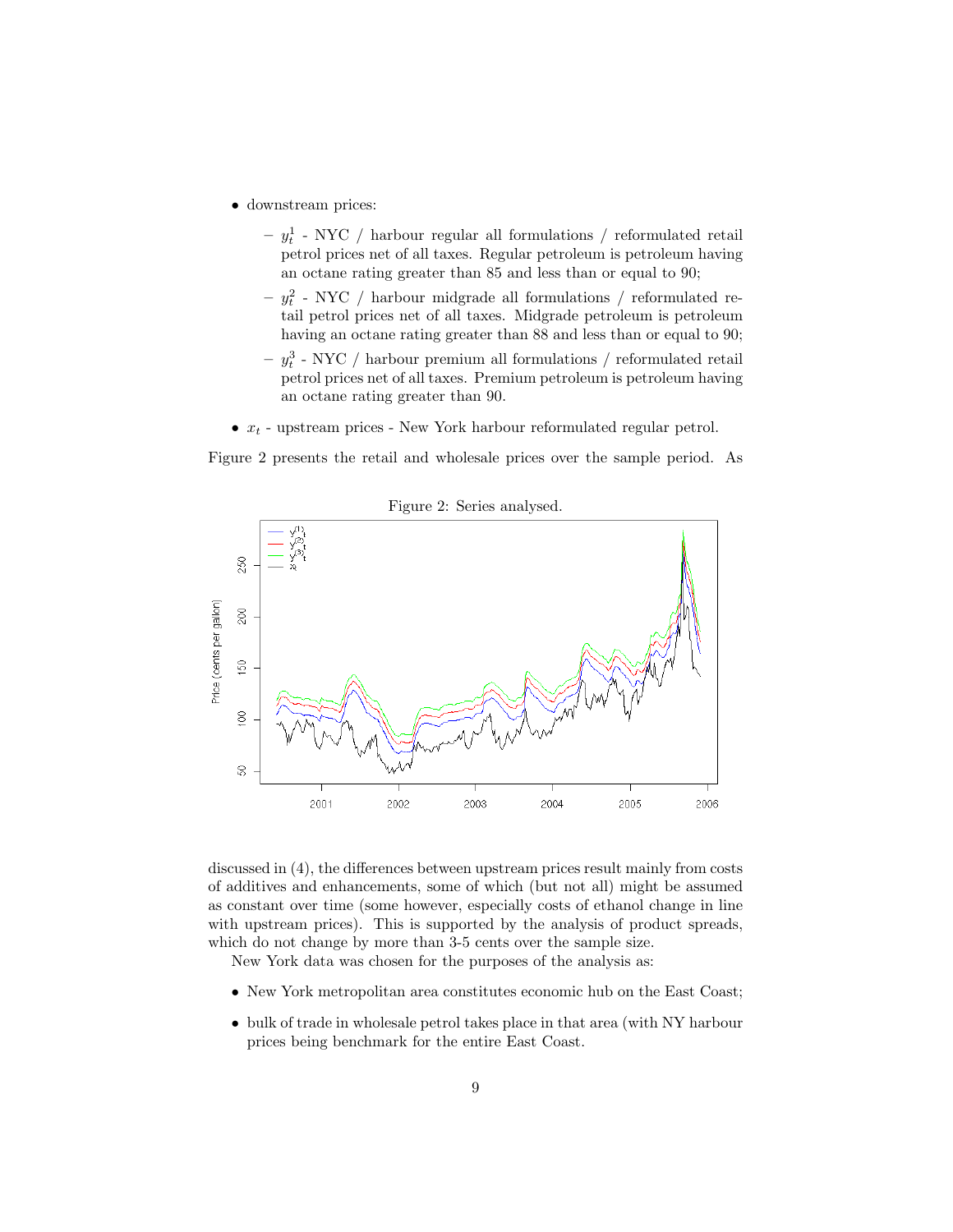- downstream prices:
  - $y_t^1$ - NYC / harbour regular all formulations / reformulated retail petrol prices net of all taxes. Regular petroleum is petroleum having an octane rating greater than 85 and less than or equal to 90;
  - $y_t^2$ - NYC / harbour midgrade all formulations / reformulated retail petrol prices net of all taxes. Midgrade petroleum is petroleum having an octane rating greater than 88 and less than or equal to 90;
  - $y_t^3$ - NYC / harbour premium all formulations / reformulated retail petrol prices net of all taxes. Premium petroleum is petroleum having an octane rating greater than 90.
- $x_t$ - upstream prices - New York harbour reformulated regular petrol.

Figure 2 presents the retail and wholesale prices over the sample period. As

Figure 2: Series analysed.

discussed in (4), the differences between upstream prices result mainly from costs of additives and enhancements, some of which (but not all) might be assumed as constant over time (some however, especially costs of ethanol change in line with upstream prices). This is supported by the analysis of product spreads, which do not change by more than 3-5 cents over the sample size.

New York data was chosen for the purposes of the analysis as:

- New York metropolitan area constitutes economic hub on the East Coast;
- bulk of trade in wholesale petrol takes place in that area (with NY harbour prices being benchmark for the entire East Coast.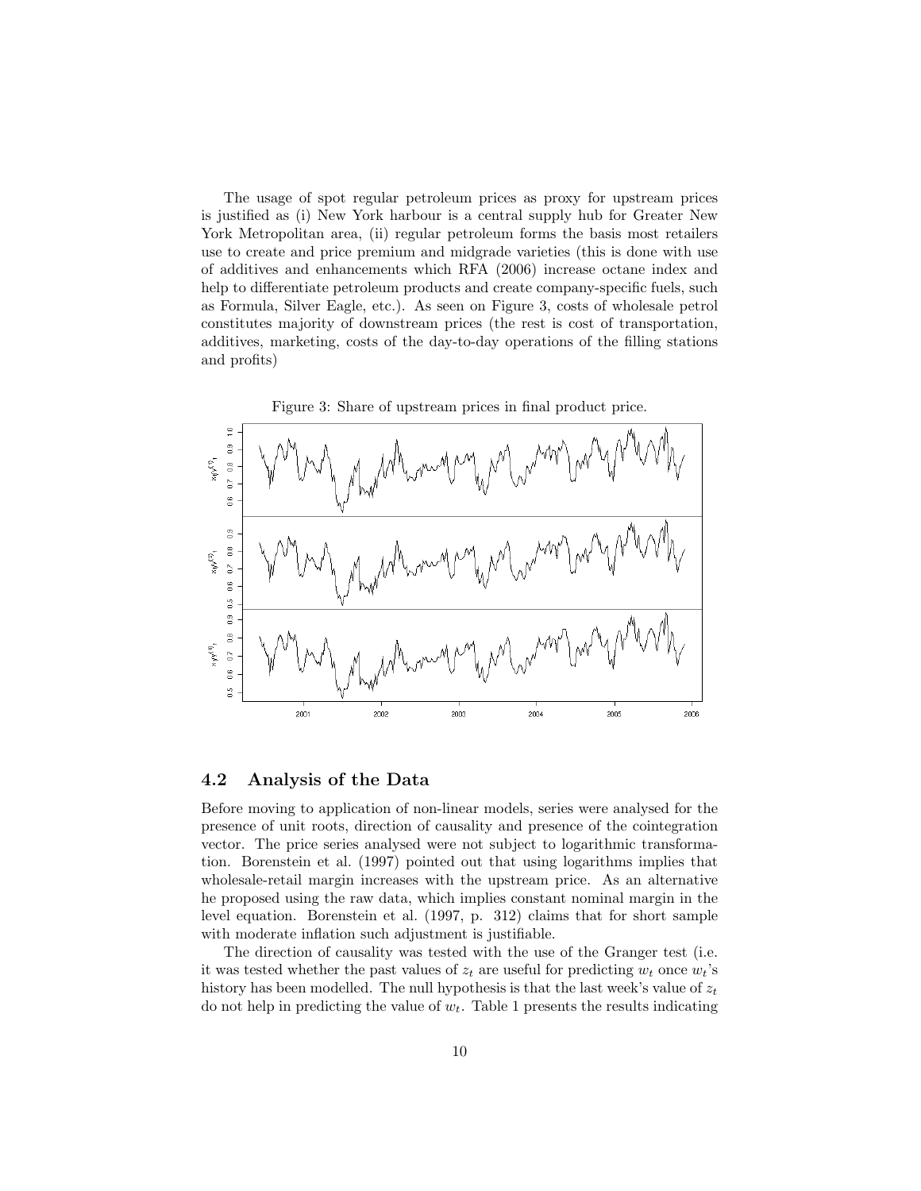The usage of spot regular petroleum prices as proxy for upstream prices is justified as (i) New York harbour is a central supply hub for Greater New York Metropolitan area, (ii) regular petroleum forms the basis most retailers use to create and price premium and midgrade varieties (this is done with use of additives and enhancements which RFA (2006) increase octane index and help to differentiate petroleum products and create company-specific fuels, such as Formula, Silver Eagle, etc.). As seen on Figure 3, costs of wholesale petrol constitutes majority of downstream prices (the rest is cost of transportation, additives, marketing, costs of the day-to-day operations of the filling stations and profits)

Figure 3: Share of upstream prices in final product price.

## 4.2 Analysis of the Data

Before moving to application of non-linear models, series were analysed for the presence of unit roots, direction of causality and presence of the cointegration vector. The price series analysed were not subject to logarithmic transformation. Borenstein et al. (1997) pointed out that using logarithms implies that wholesale-retail margin increases with the upstream price. As an alternative he proposed using the raw data, which implies constant nominal margin in the level equation. Borenstein et al. (1997, p. 312) claims that for short sample with moderate inflation such adjustment is justifiable.

The direction of causality was tested with the use of the Granger test (i.e. it was tested whether the past values of $z_t$ are useful for predicting $w_t$ once $w_t$'s history has been modelled. The null hypothesis is that the last week's value of $z_t$ do not help in predicting the value of $w_t$. Table 1 presents the results indicating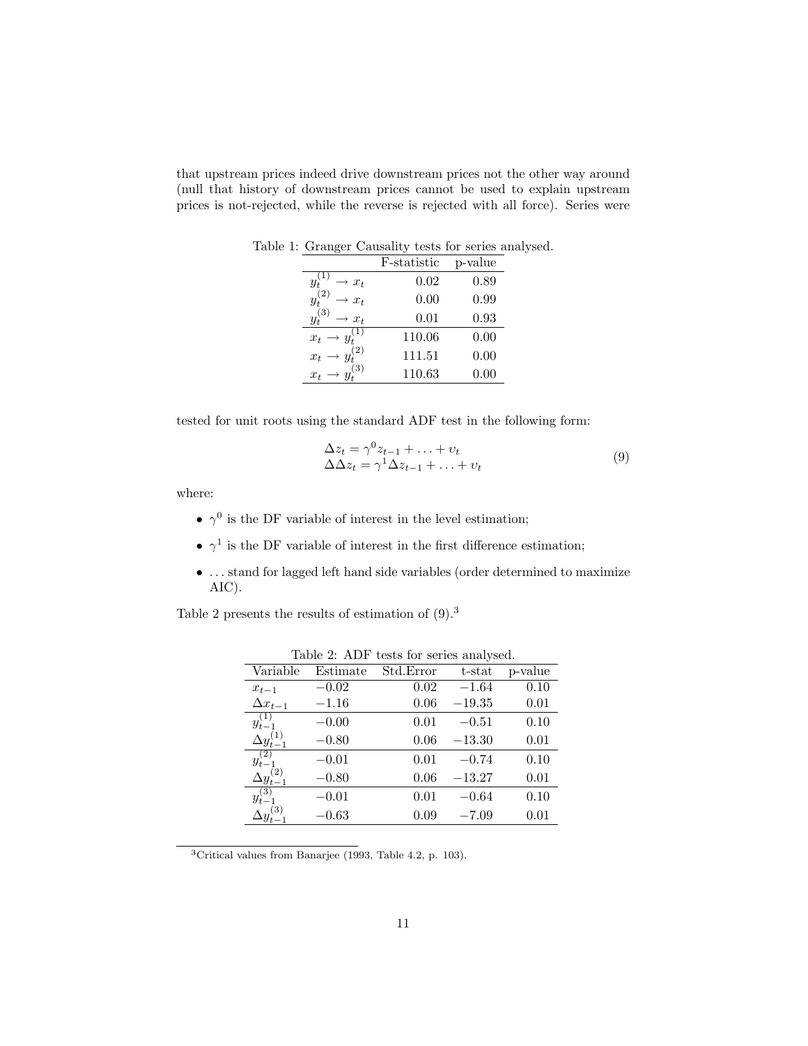that upstream prices indeed drive downstream prices not the other way around (null that history of downstream prices cannot be used to explain upstream prices is not-rejected, while the reverse is rejected with all force). Series were

Table 1: Granger Causality tests for series analysed.

| | F-statistic | p-value |
|---|---|---|
| $y_t^{(1)} \rightarrow x_t$ | 0.02 | 0.89 |
| $y_t^{(2)} \rightarrow x_t$ | 0.00 | 0.99 |
| $y_t^{(3)} \rightarrow x_t$ | 0.01 | 0.93 |
| $x_t \rightarrow y_t^{(1)}$ | 110.06 | 0.00 |
| $x_t \rightarrow y_t^{(2)}$ | 111.51 | 0.00 |
| $x_t \rightarrow y_t^{(3)}$ | 110.63 | 0.00 |

tested for unit roots using the standard ADF test in the following form:

$$
\begin{aligned}
\Delta z_t &= \gamma^0 z_{t-1} + \ldots + \upsilon_t \\
\Delta\Delta z_t &= \gamma^1 \Delta z_{t-1} + \ldots + \upsilon_t
\end{aligned}
\tag{9}
$$

where:

- $\gamma^0$ is the DF variable of interest in the level estimation;
- $\gamma^1$ is the DF variable of interest in the first difference estimation;
- $\ldots$ stand for lagged left hand side variables (order determined to maximize AIC).

Table 2 presents the results of estimation of (9).[3]

Table 2: ADF tests for series analysed.

| Variable | Estimate | Std.Error | t-stat | p-value |
|---|---|---|---|---|
| $x_{t-1}$ | $-0.02$ | 0.02 | $-1.64$ | 0.10 |
| $\Delta x_{t-1}$ | $-1.16$ | 0.06 | $-19.35$ | 0.01 |
| $y_{t-1}^{(1)}$ | $-0.00$ | 0.01 | $-0.51$ | 0.10 |
| $\Delta y_{t-1}^{(1)}$ | $-0.80$ | 0.06 | $-13.30$ | 0.01 |
| $y_{t-1}^{(2)}$ | $-0.01$ | 0.01 | $-0.74$ | 0.10 |
| $\Delta y_{t-1}^{(2)}$ | $-0.80$ | 0.06 | $-13.27$ | 0.01 |
| $y_{t-1}^{(3)}$ | $-0.01$ | 0.01 | $-0.64$ | 0.10 |
| $\Delta y_{t-1}^{(3)}$ | $-0.63$ | 0.09 | $-7.09$ | 0.01 |

[3] Critical values from Banarjee (1993, Table 4.2, p. 103).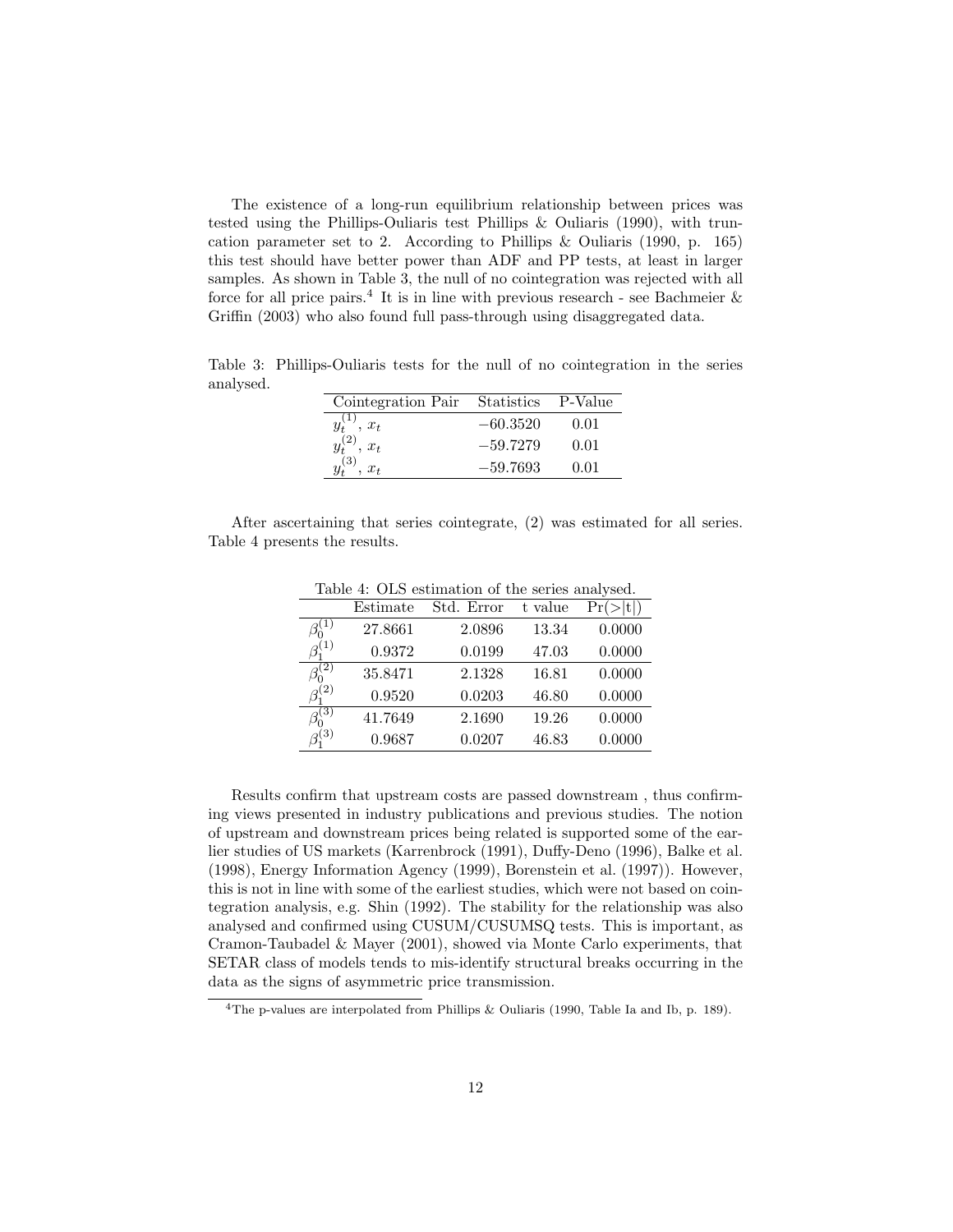The existence of a long-run equilibrium relationship between prices was tested using the Phillips-Ouliaris test Phillips & Ouliaris (1990), with truncation parameter set to 2. According to Phillips & Ouliaris (1990, p. 165) this test should have better power than ADF and PP tests, at least in larger samples. As shown in Table 3, the null of no cointegration was rejected with all force for all price pairs.[4] It is in line with previous research - see Bachmeier & Griffin (2003) who also found full pass-through using disaggregated data.

Table 3: Phillips-Ouliaris tests for the null of no cointegration in the series analysed.

| Cointegration Pair | Statistics | P-Value |
|---|---|---|
| $y_t^{(1)}$, $x_t$ | $-60.3520$ | 0.01 |
| $y_t^{(2)}$, $x_t$ | $-59.7279$ | 0.01 |
| $y_t^{(3)}$, $x_t$ | $-59.7693$ | 0.01 |

After ascertaining that series cointegrate, (2) was estimated for all series. Table 4 presents the results.

Table 4: OLS estimation of the series analysed.

| | Estimate | Std. Error | t value | Pr(>\|t\|) |
|---|---|---|---|---|
| $\beta_0^{(1)}$ | 27.8661 | 2.0896 | 13.34 | 0.0000 |
| $\beta_1^{(1)}$ | 0.9372 | 0.0199 | 47.03 | 0.0000 |
| $\beta_0^{(2)}$ | 35.8471 | 2.1328 | 16.81 | 0.0000 |
| $\beta_1^{(2)}$ | 0.9520 | 0.0203 | 46.80 | 0.0000 |
| $\beta_0^{(3)}$ | 41.7649 | 2.1690 | 19.26 | 0.0000 |
| $\beta_1^{(3)}$ | 0.9687 | 0.0207 | 46.83 | 0.0000 |

Results confirm that upstream costs are passed downstream , thus confirming views presented in industry publications and previous studies. The notion of upstream and downstream prices being related is supported some of the earlier studies of US markets (Karrenbrock (1991), Duffy-Deno (1996), Balke et al. (1998), Energy Information Agency (1999), Borenstein et al. (1997)). However, this is not in line with some of the earliest studies, which were not based on cointegration analysis, e.g. Shin (1992). The stability for the relationship was also analysed and confirmed using CUSUM/CUSUMSQ tests. This is important, as Cramon-Taubadel & Mayer (2001), showed via Monte Carlo experiments, that SETAR class of models tends to mis-identify structural breaks occurring in the data as the signs of asymmetric price transmission.

[4]The p-values are interpolated from Phillips & Ouliaris (1990, Table Ia and Ib, p. 189).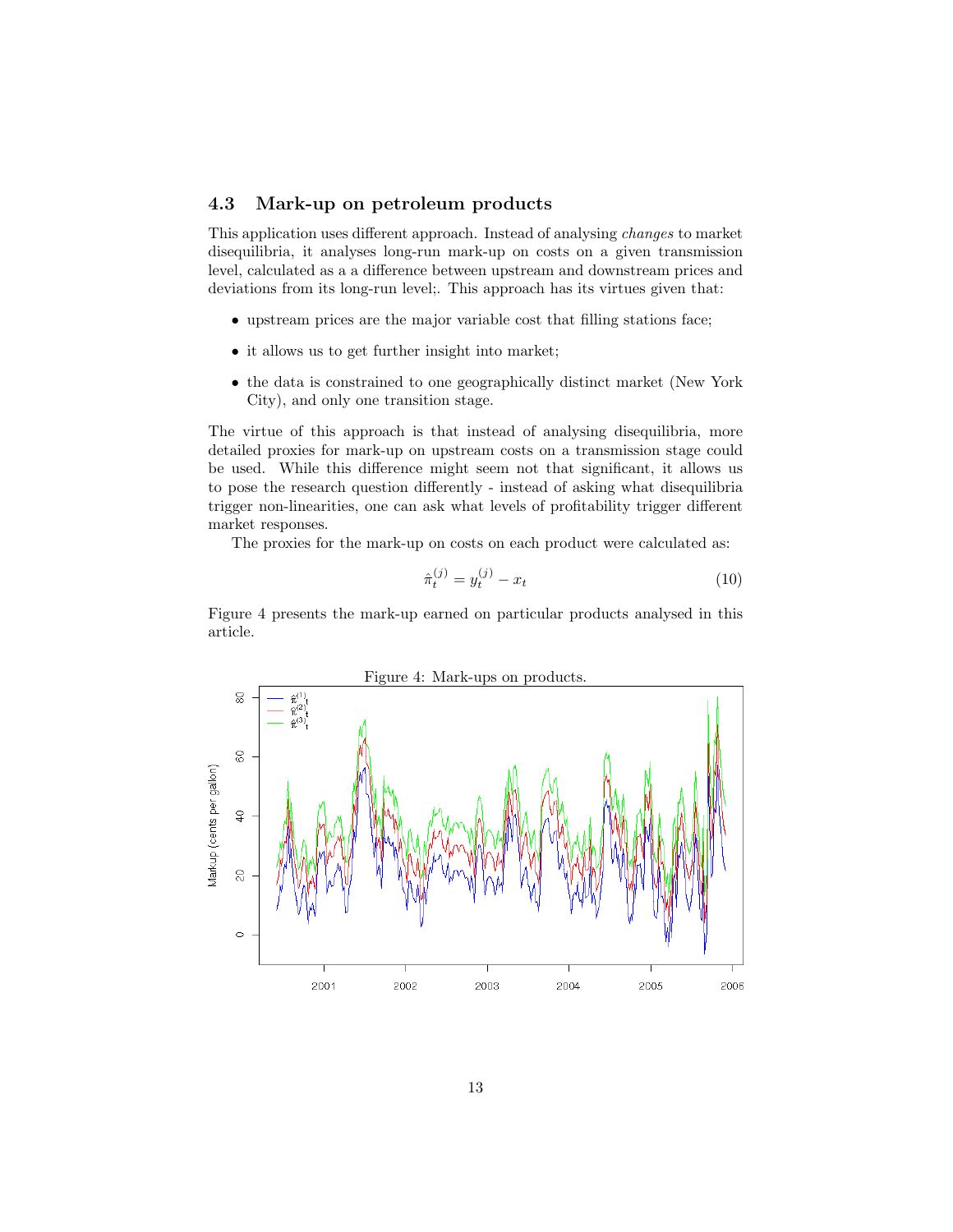### 4.3 Mark-up on petroleum products

This application uses different approach. Instead of analysing *changes* to market disequilibria, it analyses long-run mark-up on costs on a given transmission level, calculated as a a difference between upstream and downstream prices and deviations from its long-run level;. This approach has its virtues given that:

- upstream prices are the major variable cost that filling stations face;
- it allows us to get further insight into market;
- the data is constrained to one geographically distinct market (New York City), and only one transition stage.

The virtue of this approach is that instead of analysing disequilibria, more detailed proxies for mark-up on upstream costs on a transmission stage could be used. While this difference might seem not that significant, it allows us to pose the research question differently - instead of asking what disequilibria trigger non-linearities, one can ask what levels of profitability trigger different market responses.

The proxies for the mark-up on costs on each product were calculated as:

$$\hat{\pi}_t^{(j)} = y_t^{(j)} - x_t \tag{10}$$

Figure 4 presents the mark-up earned on particular products analysed in this article.

Figure 4: Mark-ups on products.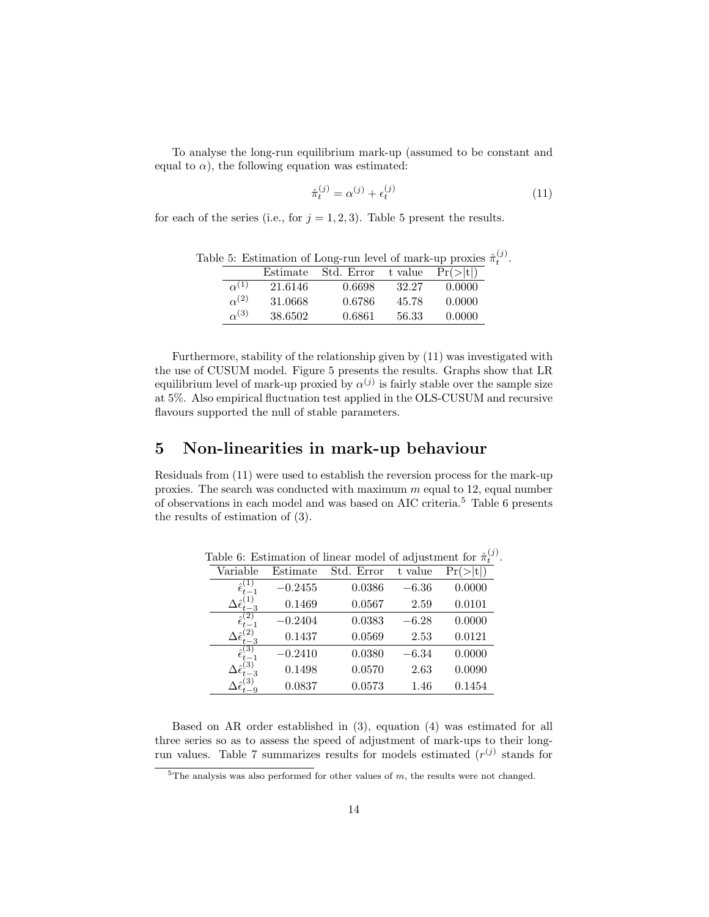To analyse the long-run equilibrium mark-up (assumed to be constant and equal to $\alpha$), the following equation was estimated:

$$\hat{\pi}_t^{(j)} = \alpha^{(j)} + \epsilon_t^{(j)} \tag{11}$$

for each of the series (i.e., for $j = 1, 2, 3$). Table 5 present the results.

Table 5: Estimation of Long-run level of mark-up proxies $\hat{\pi}_t^{(j)}$.

| | Estimate | Std. Error | t value | Pr(>\|t\|) |
|---|---|---|---|---|
| $\alpha^{(1)}$ | 21.6146 | 0.6698 | 32.27 | 0.0000 |
| $\alpha^{(2)}$ | 31.0668 | 0.6786 | 45.78 | 0.0000 |
| $\alpha^{(3)}$ | 38.6502 | 0.6861 | 56.33 | 0.0000 |

Furthermore, stability of the relationship given by (11) was investigated with the use of CUSUM model. Figure 5 presents the results. Graphs show that LR equilibrium level of mark-up proxied by $\alpha^{(j)}$ is fairly stable over the sample size at 5%. Also empirical fluctuation test applied in the OLS-CUSUM and recursive flavours supported the null of stable parameters.

# 5 Non-linearities in mark-up behaviour

Residuals from (11) were used to establish the reversion process for the mark-up proxies. The search was conducted with maximum $m$ equal to 12, equal number of observations in each model and was based on AIC criteria.[5] Table 6 presents the results of estimation of (3).

Table 6: Estimation of linear model of adjustment for $\hat{\pi}_t^{(j)}$.

| Variable | Estimate | Std. Error | t value | Pr(>\|t\|) |
|---|---|---|---|---|
| $\hat{\epsilon}_{t-1}^{(1)}$ | $-0.2455$ | 0.0386 | $-6.36$ | 0.0000 |
| $\Delta\hat{\epsilon}_{t-3}^{(1)}$ | 0.1469 | 0.0567 | 2.59 | 0.0101 |
| $\hat{\epsilon}_{t-1}^{(2)}$ | $-0.2404$ | 0.0383 | $-6.28$ | 0.0000 |
| $\Delta\hat{\epsilon}_{t-3}^{(2)}$ | 0.1437 | 0.0569 | 2.53 | 0.0121 |
| $\hat{\epsilon}_{t-1}^{(3)}$ | $-0.2410$ | 0.0380 | $-6.34$ | 0.0000 |
| $\Delta\hat{\epsilon}_{t-3}^{(3)}$ | 0.1498 | 0.0570 | 2.63 | 0.0090 |
| $\Delta\hat{\epsilon}_{t-9}^{(3)}$ | 0.0837 | 0.0573 | 1.46 | 0.1454 |

Based on AR order established in (3), equation (4) was estimated for all three series so as to assess the speed of adjustment of mark-ups to their long-run values. Table 7 summarizes results for models estimated ($r^{(j)}$ stands for

[5] The analysis was also performed for other values of $m$, the results were not changed.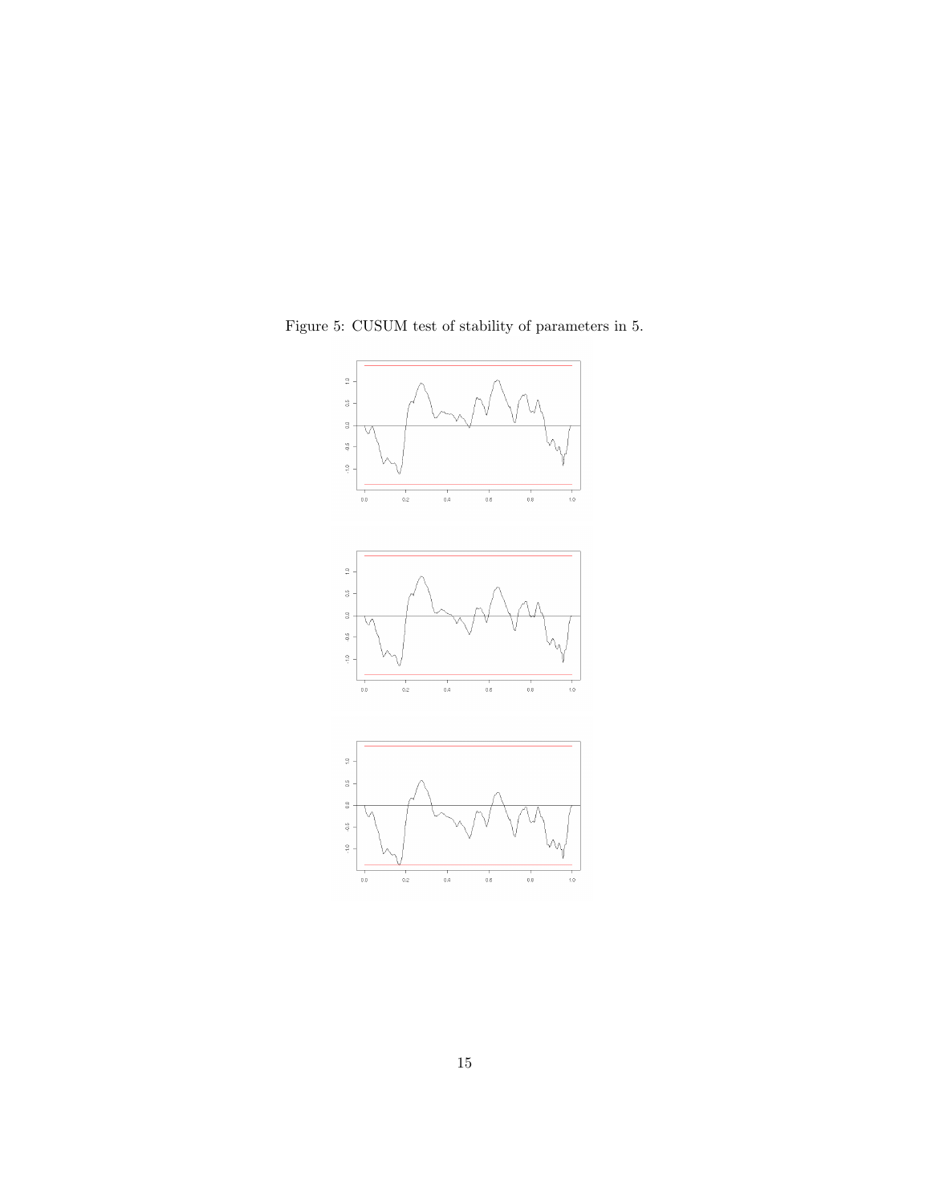Figure 5: CUSUM test of stability of parameters in 5.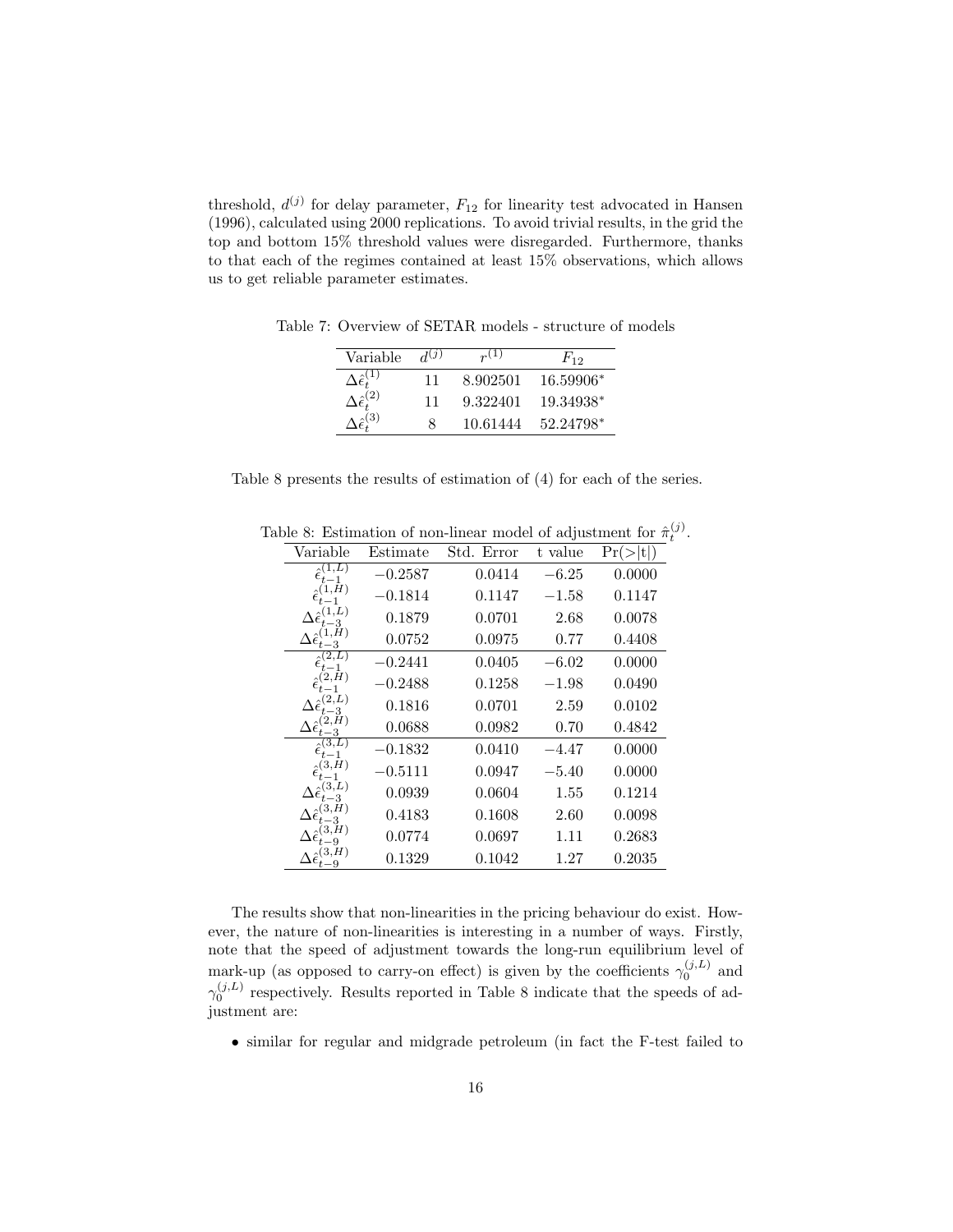threshold, $d^{(j)}$ for delay parameter, $F_{12}$ for linearity test advocated in Hansen (1996), calculated using 2000 replications. To avoid trivial results, in the grid the top and bottom 15% threshold values were disregarded. Furthermore, thanks to that each of the regimes contained at least 15% observations, which allows us to get reliable parameter estimates.

Table 7: Overview of SETAR models - structure of models

| Variable | $d^{(j)}$ | $r^{(1)}$ | $F_{12}$ |
|---|---|---|---|
| $\Delta\hat{\epsilon}_t^{(1)}$ | 11 | 8.902501 | 16.59906* |
| $\Delta\hat{\epsilon}_t^{(2)}$ | 11 | 9.322401 | 19.34938* |
| $\Delta\hat{\epsilon}_t^{(3)}$ | 8 | 10.61444 | 52.24798* |

Table 8 presents the results of estimation of (4) for each of the series.

Table 8: Estimation of non-linear model of adjustment for $\hat{\pi}_t^{(j)}$.

| Variable | Estimate | Std. Error | t value | Pr(>\|t\|) |
|---|---|---|---|---|
| $\hat{\epsilon}_{t-1}^{(1,L)}$ | −0.2587 | 0.0414 | −6.25 | 0.0000 |
| $\hat{\epsilon}_{t-1}^{(1,H)}$ | −0.1814 | 0.1147 | −1.58 | 0.1147 |
| $\Delta\hat{\epsilon}_{t-3}^{(1,L)}$ | 0.1879 | 0.0701 | 2.68 | 0.0078 |
| $\Delta\hat{\epsilon}_{t-3}^{(1,H)}$ | 0.0752 | 0.0975 | 0.77 | 0.4408 |
| $\hat{\epsilon}_{t-1}^{(2,L)}$ | −0.2441 | 0.0405 | −6.02 | 0.0000 |
| $\hat{\epsilon}_{t-1}^{(2,H)}$ | −0.2488 | 0.1258 | −1.98 | 0.0490 |
| $\Delta\hat{\epsilon}_{t-3}^{(2,L)}$ | 0.1816 | 0.0701 | 2.59 | 0.0102 |
| $\Delta\hat{\epsilon}_{t-3}^{(2,H)}$ | 0.0688 | 0.0982 | 0.70 | 0.4842 |
| $\hat{\epsilon}_{t-1}^{(3,L)}$ | −0.1832 | 0.0410 | −4.47 | 0.0000 |
| $\hat{\epsilon}_{t-1}^{(3,H)}$ | −0.5111 | 0.0947 | −5.40 | 0.0000 |
| $\Delta\hat{\epsilon}_{t-3}^{(3,L)}$ | 0.0939 | 0.0604 | 1.55 | 0.1214 |
| $\Delta\hat{\epsilon}_{t-3}^{(3,H)}$ | 0.4183 | 0.1608 | 2.60 | 0.0098 |
| $\Delta\hat{\epsilon}_{t-9}^{(3,H)}$ | 0.0774 | 0.0697 | 1.11 | 0.2683 |
| $\Delta\hat{\epsilon}_{t-9}^{(3,H)}$ | 0.1329 | 0.1042 | 1.27 | 0.2035 |

The results show that non-linearities in the pricing behaviour do exist. However, the nature of non-linearities is interesting in a number of ways. Firstly, note that the speed of adjustment towards the long-run equilibrium level of mark-up (as opposed to carry-on effect) is given by the coefficients $\gamma_0^{(j,L)}$ and $\gamma_0^{(j,L)}$ respectively. Results reported in Table 8 indicate that the speeds of adjustment are:

- similar for regular and midgrade petroleum (in fact the F-test failed to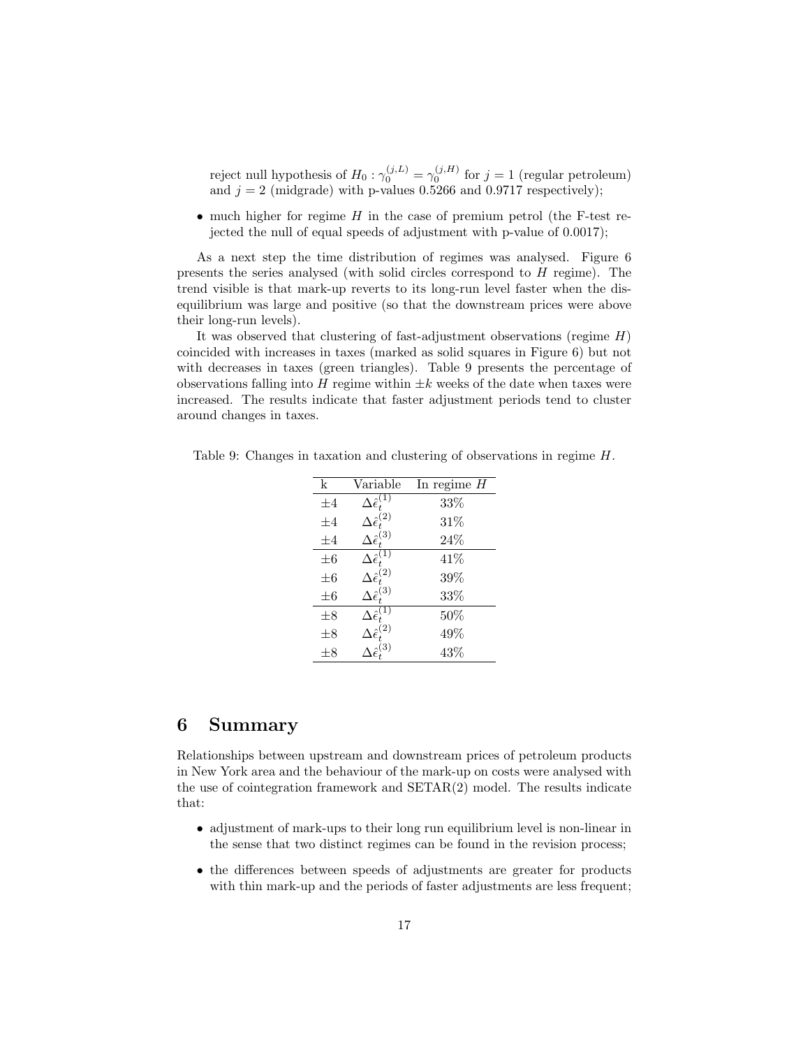reject null hypothesis of $H_0 : \gamma_0^{(j,L)} = \gamma_0^{(j,H)}$ for $j = 1$ (regular petroleum) and $j = 2$ (midgrade) with p-values 0.5266 and 0.9717 respectively);

- much higher for regime $H$ in the case of premium petrol (the F-test rejected the null of equal speeds of adjustment with p-value of 0.0017);

As a next step the time distribution of regimes was analysed. Figure 6 presents the series analysed (with solid circles correspond to $H$ regime). The trend visible is that mark-up reverts to its long-run level faster when the disequilibrium was large and positive (so that the downstream prices were above their long-run levels).

It was observed that clustering of fast-adjustment observations (regime $H$) coincided with increases in taxes (marked as solid squares in Figure 6) but not with decreases in taxes (green triangles). Table 9 presents the percentage of observations falling into $H$ regime within $\pm k$ weeks of the date when taxes were increased. The results indicate that faster adjustment periods tend to cluster around changes in taxes.

Table 9: Changes in taxation and clustering of observations in regime $H$.

| k | Variable | In regime $H$ |
|---|---|---|
| $\pm 4$ | $\Delta\hat{\epsilon}_t^{(1)}$ | 33% |
| $\pm 4$ | $\Delta\hat{\epsilon}_t^{(2)}$ | 31% |
| $\pm 4$ | $\Delta\hat{\epsilon}_t^{(3)}$ | 24% |
| $\pm 6$ | $\Delta\hat{\epsilon}_t^{(1)}$ | 41% |
| $\pm 6$ | $\Delta\hat{\epsilon}_t^{(2)}$ | 39% |
| $\pm 6$ | $\Delta\hat{\epsilon}_t^{(3)}$ | 33% |
| $\pm 8$ | $\Delta\hat{\epsilon}_t^{(1)}$ | 50% |
| $\pm 8$ | $\Delta\hat{\epsilon}_t^{(2)}$ | 49% |
| $\pm 8$ | $\Delta\hat{\epsilon}_t^{(3)}$ | 43% |

## 6 Summary

Relationships between upstream and downstream prices of petroleum products in New York area and the behaviour of the mark-up on costs were analysed with the use of cointegration framework and SETAR(2) model. The results indicate that:

- adjustment of mark-ups to their long run equilibrium level is non-linear in the sense that two distinct regimes can be found in the revision process;
- the differences between speeds of adjustments are greater for products with thin mark-up and the periods of faster adjustments are less frequent;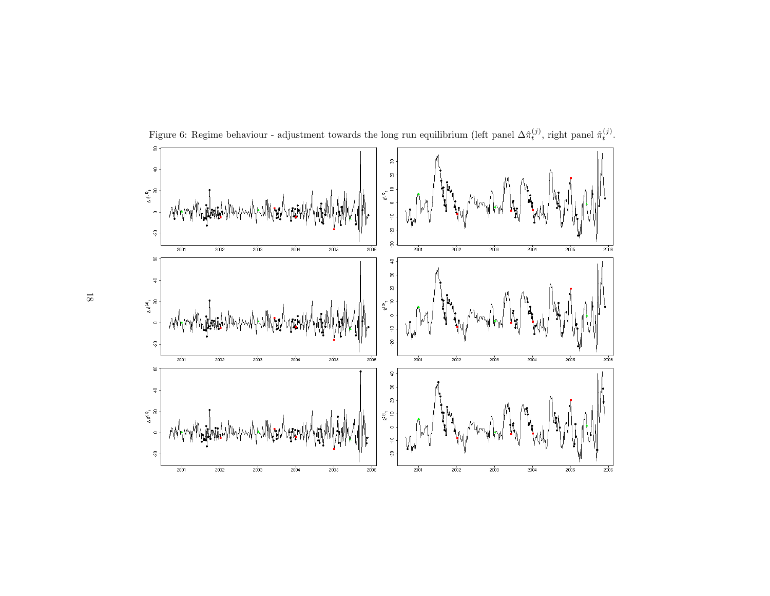Figure 6: Regime behaviour - adjustment towards the long run equilibrium (left panel $\Delta\hat{\pi}_t^{(j)}$, right panel $\hat{\pi}_t^{(j)}$.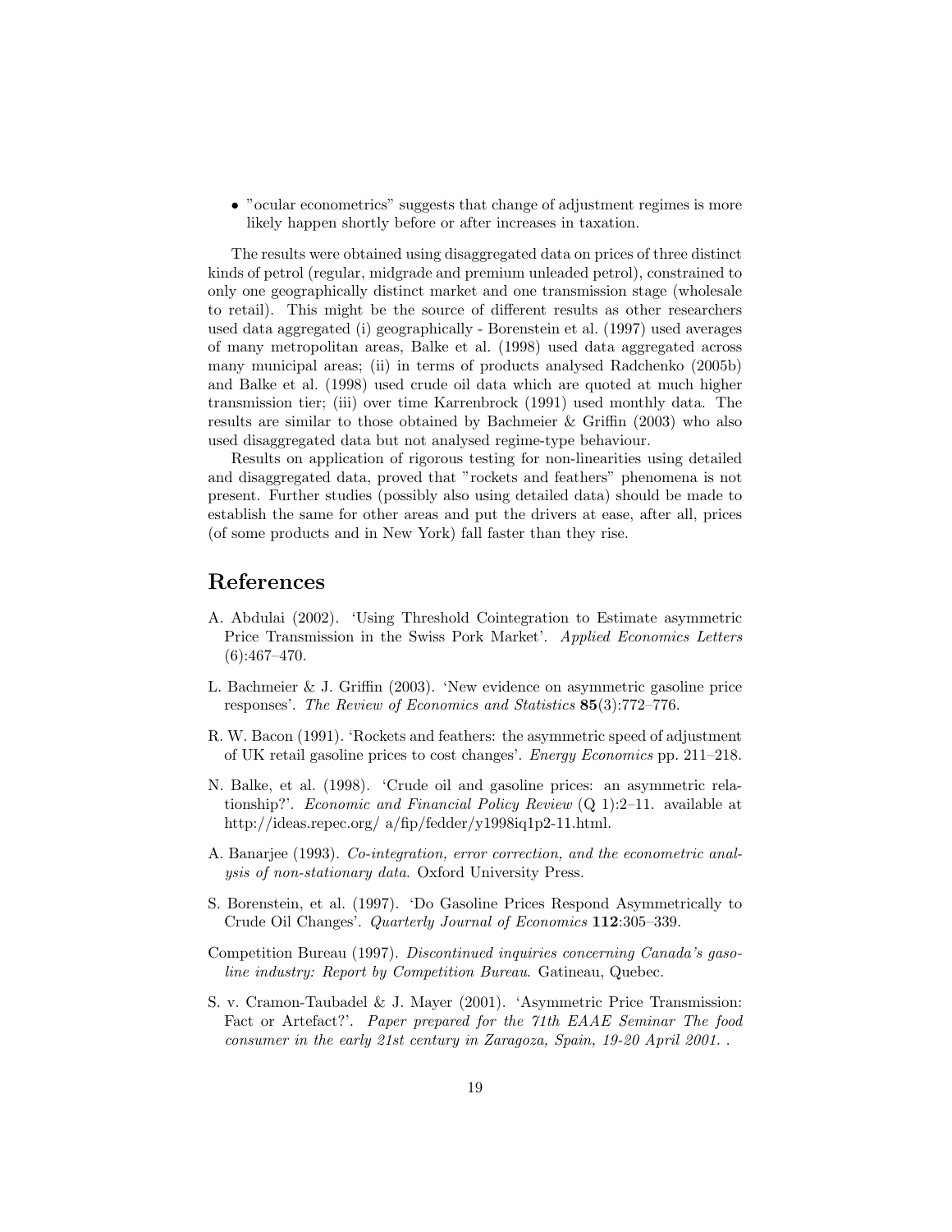- "ocular econometrics" suggests that change of adjustment regimes is more likely happen shortly before or after increases in taxation.

The results were obtained using disaggregated data on prices of three distinct kinds of petrol (regular, midgrade and premium unleaded petrol), constrained to only one geographically distinct market and one transmission stage (wholesale to retail). This might be the source of different results as other researchers used data aggregated (i) geographically - Borenstein et al. (1997) used averages of many metropolitan areas, Balke et al. (1998) used data aggregated across many municipal areas; (ii) in terms of products analysed Radchenko (2005b) and Balke et al. (1998) used crude oil data which are quoted at much higher transmission tier; (iii) over time Karrenbrock (1991) used monthly data. The results are similar to those obtained by Bachmeier & Griffin (2003) who also used disaggregated data but not analysed regime-type behaviour.

Results on application of rigorous testing for non-linearities using detailed and disaggregated data, proved that "rockets and feathers" phenomena is not present. Further studies (possibly also using detailed data) should be made to establish the same for other areas and put the drivers at ease, after all, prices (of some products and in New York) fall faster than they rise.

## References

A. Abdulai (2002). 'Using Threshold Cointegration to Estimate asymmetric Price Transmission in the Swiss Pork Market'. *Applied Economics Letters* (6):467–470.

L. Bachmeier & J. Griffin (2003). 'New evidence on asymmetric gasoline price responses'. *The Review of Economics and Statistics* **85**(3):772–776.

R. W. Bacon (1991). 'Rockets and feathers: the asymmetric speed of adjustment of UK retail gasoline prices to cost changes'. *Energy Economics* pp. 211–218.

N. Balke, et al. (1998). 'Crude oil and gasoline prices: an asymmetric relationship?'. *Economic and Financial Policy Review* (Q 1):2–11. available at http://ideas.repec.org/ a/fip/fedder/y1998iq1p2-11.html.

A. Banarjee (1993). *Co-integration, error correction, and the econometric analysis of non-stationary data*. Oxford University Press.

S. Borenstein, et al. (1997). 'Do Gasoline Prices Respond Asymmetrically to Crude Oil Changes'. *Quarterly Journal of Economics* **112**:305–339.

Competition Bureau (1997). *Discontinued inquiries concerning Canada's gasoline industry: Report by Competition Bureau*. Gatineau, Quebec.

S. v. Cramon-Taubadel & J. Mayer (2001). 'Asymmetric Price Transmission: Fact or Artefact?'. *Paper prepared for the 71th EAAE Seminar The food consumer in the early 21st century in Zaragoza, Spain, 19-20 April 2001.* .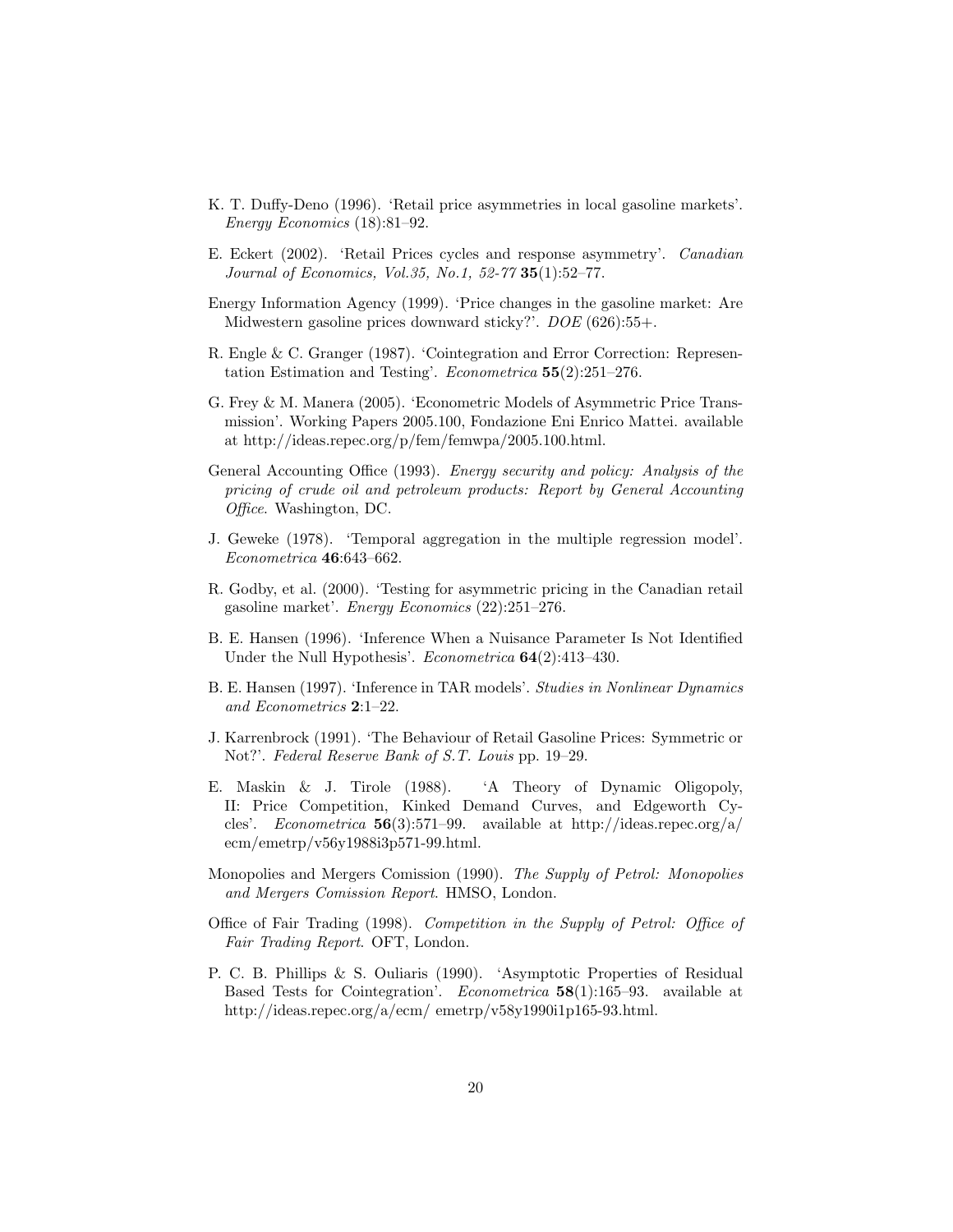K. T. Duffy-Deno (1996). 'Retail price asymmetries in local gasoline markets'. *Energy Economics* (18):81–92.

E. Eckert (2002). 'Retail Prices cycles and response asymmetry'. *Canadian Journal of Economics, Vol.35, No.1, 52-77* **35**(1):52–77.

Energy Information Agency (1999). 'Price changes in the gasoline market: Are Midwestern gasoline prices downward sticky?'. *DOE* (626):55+.

R. Engle & C. Granger (1987). 'Cointegration and Error Correction: Representation Estimation and Testing'. *Econometrica* **55**(2):251–276.

G. Frey & M. Manera (2005). 'Econometric Models of Asymmetric Price Transmission'. Working Papers 2005.100, Fondazione Eni Enrico Mattei. available at http://ideas.repec.org/p/fem/femwpa/2005.100.html.

General Accounting Office (1993). *Energy security and policy: Analysis of the pricing of crude oil and petroleum products: Report by General Accounting Office*. Washington, DC.

J. Geweke (1978). 'Temporal aggregation in the multiple regression model'. *Econometrica* **46**:643–662.

R. Godby, et al. (2000). 'Testing for asymmetric pricing in the Canadian retail gasoline market'. *Energy Economics* (22):251–276.

B. E. Hansen (1996). 'Inference When a Nuisance Parameter Is Not Identified Under the Null Hypothesis'. *Econometrica* **64**(2):413–430.

B. E. Hansen (1997). 'Inference in TAR models'. *Studies in Nonlinear Dynamics and Econometrics* **2**:1–22.

J. Karrenbrock (1991). 'The Behaviour of Retail Gasoline Prices: Symmetric or Not?'. *Federal Reserve Bank of S.T. Louis* pp. 19–29.

E. Maskin & J. Tirole (1988). 'A Theory of Dynamic Oligopoly, II: Price Competition, Kinked Demand Curves, and Edgeworth Cycles'. *Econometrica* **56**(3):571–99. available at http://ideas.repec.org/a/ecm/emetrp/v56y1988i3p571-99.html.

Monopolies and Mergers Comission (1990). *The Supply of Petrol: Monopolies and Mergers Comission Report*. HMSO, London.

Office of Fair Trading (1998). *Competition in the Supply of Petrol: Office of Fair Trading Report*. OFT, London.

P. C. B. Phillips & S. Ouliaris (1990). 'Asymptotic Properties of Residual Based Tests for Cointegration'. *Econometrica* **58**(1):165–93. available at http://ideas.repec.org/a/ecm/ emetrp/v58y1990i1p165-93.html.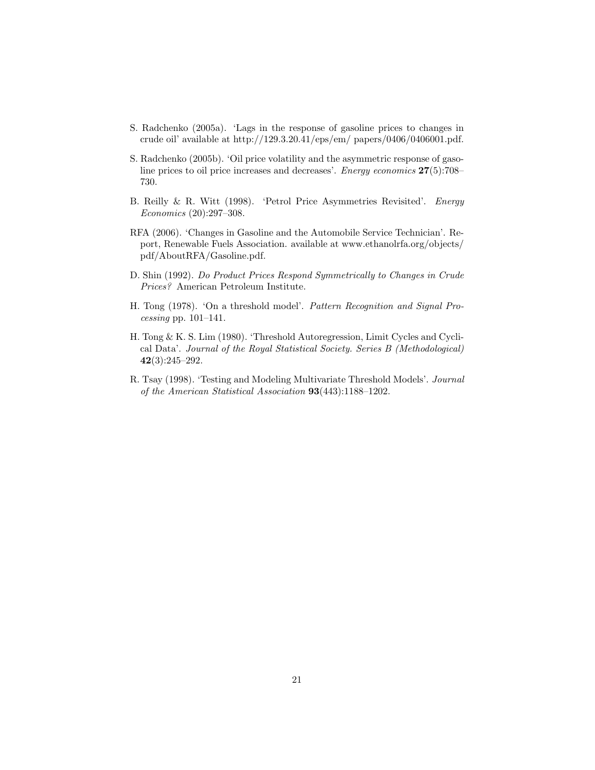S. Radchenko (2005a). 'Lags in the response of gasoline prices to changes in crude oil' available at http://129.3.20.41/eps/em/ papers/0406/0406001.pdf.

S. Radchenko (2005b). 'Oil price volatility and the asymmetric response of gasoline prices to oil price increases and decreases'. *Energy economics* **27**(5):708–730.

B. Reilly & R. Witt (1998). 'Petrol Price Asymmetries Revisited'. *Energy Economics* (20):297–308.

RFA (2006). 'Changes in Gasoline and the Automobile Service Technician'. Report, Renewable Fuels Association. available at www.ethanolrfa.org/objects/pdf/AboutRFA/Gasoline.pdf.

D. Shin (1992). *Do Product Prices Respond Symmetrically to Changes in Crude Prices?* American Petroleum Institute.

H. Tong (1978). 'On a threshold model'. *Pattern Recognition and Signal Processing* pp. 101–141.

H. Tong & K. S. Lim (1980). 'Threshold Autoregression, Limit Cycles and Cyclical Data'. *Journal of the Royal Statistical Society. Series B (Methodological)* **42**(3):245–292.

R. Tsay (1998). 'Testing and Modeling Multivariate Threshold Models'. *Journal of the American Statistical Association* **93**(443):1188–1202.